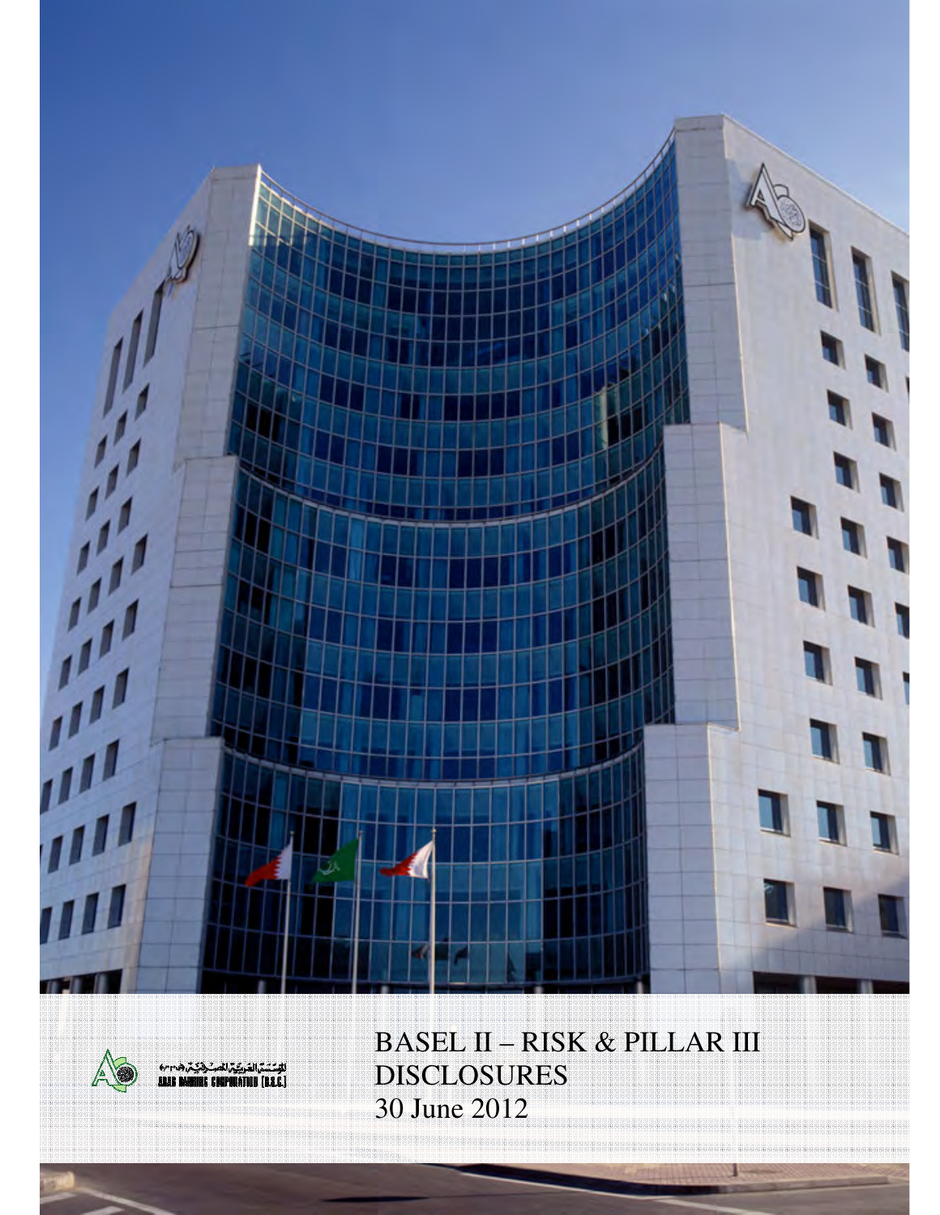المؤسسة العربية المصرفية (ش.م.ب)

ARAB BANKING CORPORATION (B.S.C.)

# BASEL II – RISK & PILLAR III DISCLOSURES

30 June 2012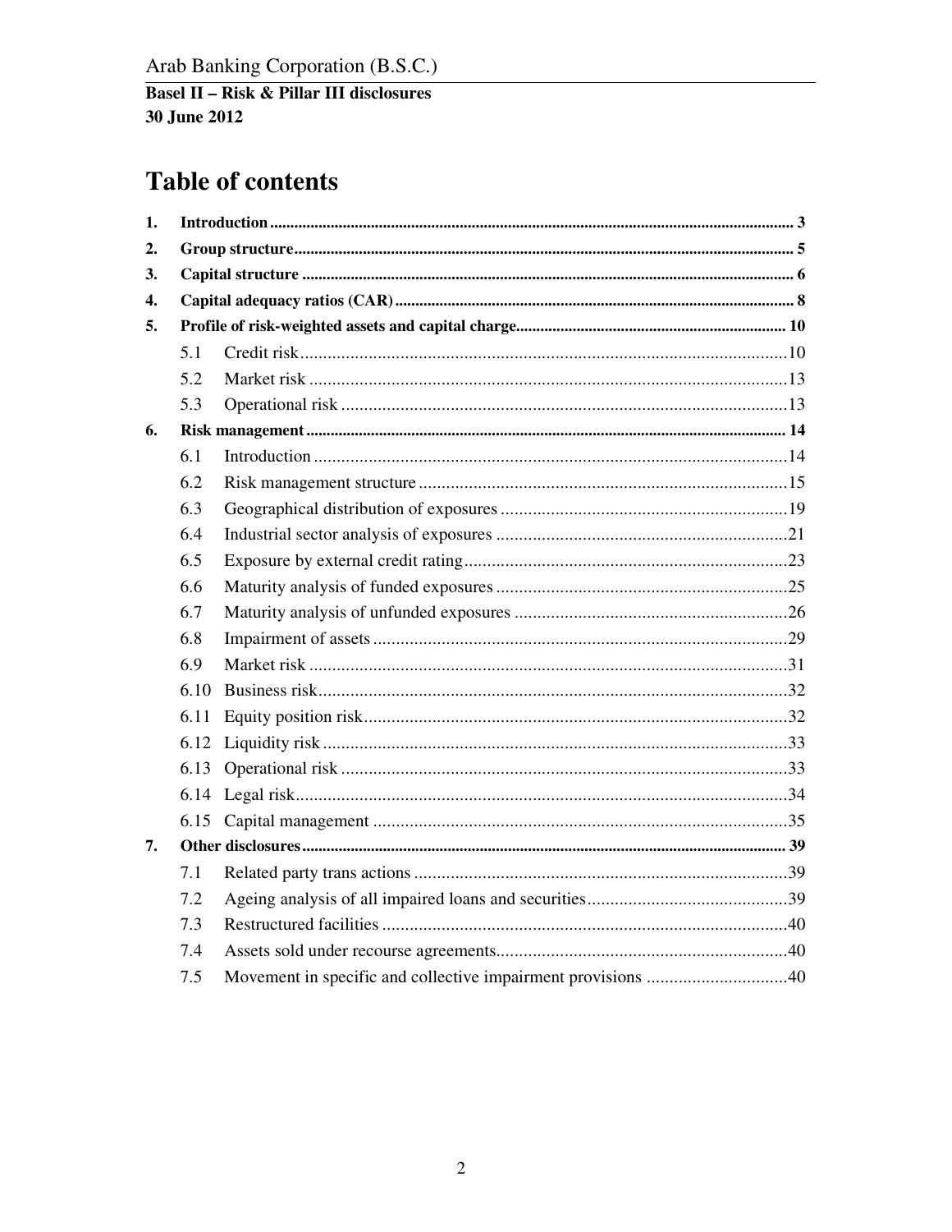# Table of contents

| | | |
|---|---|---|
| **1.** | **Introduction** | **3** |
| **2.** | **Group structure** | **5** |
| **3.** | **Capital structure** | **6** |
| **4.** | **Capital adequacy ratios (CAR)** | **8** |
| **5.** | **Profile of risk-weighted assets and capital charge** | **10** |
| 5.1 | Credit risk | 10 |
| 5.2 | Market risk | 13 |
| 5.3 | Operational risk | 13 |
| **6.** | **Risk management** | **14** |
| 6.1 | Introduction | 14 |
| 6.2 | Risk management structure | 15 |
| 6.3 | Geographical distribution of exposures | 19 |
| 6.4 | Industrial sector analysis of exposures | 21 |
| 6.5 | Exposure by external credit rating | 23 |
| 6.6 | Maturity analysis of funded exposures | 25 |
| 6.7 | Maturity analysis of unfunded exposures | 26 |
| 6.8 | Impairment of assets | 29 |
| 6.9 | Market risk | 31 |
| 6.10 | Business risk | 32 |
| 6.11 | Equity position risk | 32 |
| 6.12 | Liquidity risk | 33 |
| 6.13 | Operational risk | 33 |
| 6.14 | Legal risk | 34 |
| 6.15 | Capital management | 35 |
| **7.** | **Other disclosures** | **39** |
| 7.1 | Related party trans actions | 39 |
| 7.2 | Ageing analysis of all impaired loans and securities | 39 |
| 7.3 | Restructured facilities | 40 |
| 7.4 | Assets sold under recourse agreements | 40 |
| 7.5 | Movement in specific and collective impairment provisions | 40 |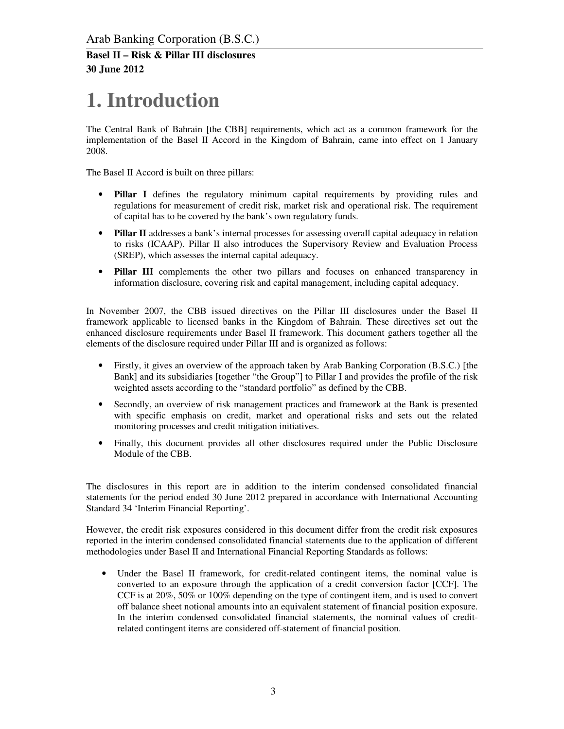# 1. Introduction

The Central Bank of Bahrain [the CBB] requirements, which act as a common framework for the implementation of the Basel II Accord in the Kingdom of Bahrain, came into effect on 1 January 2008.

The Basel II Accord is built on three pillars:

- **Pillar I** defines the regulatory minimum capital requirements by providing rules and regulations for measurement of credit risk, market risk and operational risk. The requirement of capital has to be covered by the bank's own regulatory funds.
- **Pillar II** addresses a bank's internal processes for assessing overall capital adequacy in relation to risks (ICAAP). Pillar II also introduces the Supervisory Review and Evaluation Process (SREP), which assesses the internal capital adequacy.
- **Pillar III** complements the other two pillars and focuses on enhanced transparency in information disclosure, covering risk and capital management, including capital adequacy.

In November 2007, the CBB issued directives on the Pillar III disclosures under the Basel II framework applicable to licensed banks in the Kingdom of Bahrain. These directives set out the enhanced disclosure requirements under Basel II framework. This document gathers together all the elements of the disclosure required under Pillar III and is organized as follows:

- Firstly, it gives an overview of the approach taken by Arab Banking Corporation (B.S.C.) [the Bank] and its subsidiaries [together "the Group"] to Pillar I and provides the profile of the risk weighted assets according to the "standard portfolio" as defined by the CBB.
- Secondly, an overview of risk management practices and framework at the Bank is presented with specific emphasis on credit, market and operational risks and sets out the related monitoring processes and credit mitigation initiatives.
- Finally, this document provides all other disclosures required under the Public Disclosure Module of the CBB.

The disclosures in this report are in addition to the interim condensed consolidated financial statements for the period ended 30 June 2012 prepared in accordance with International Accounting Standard 34 'Interim Financial Reporting'.

However, the credit risk exposures considered in this document differ from the credit risk exposures reported in the interim condensed consolidated financial statements due to the application of different methodologies under Basel II and International Financial Reporting Standards as follows:

- Under the Basel II framework, for credit-related contingent items, the nominal value is converted to an exposure through the application of a credit conversion factor [CCF]. The CCF is at 20%, 50% or 100% depending on the type of contingent item, and is used to convert off balance sheet notional amounts into an equivalent statement of financial position exposure. In the interim condensed consolidated financial statements, the nominal values of credit-related contingent items are considered off-statement of financial position.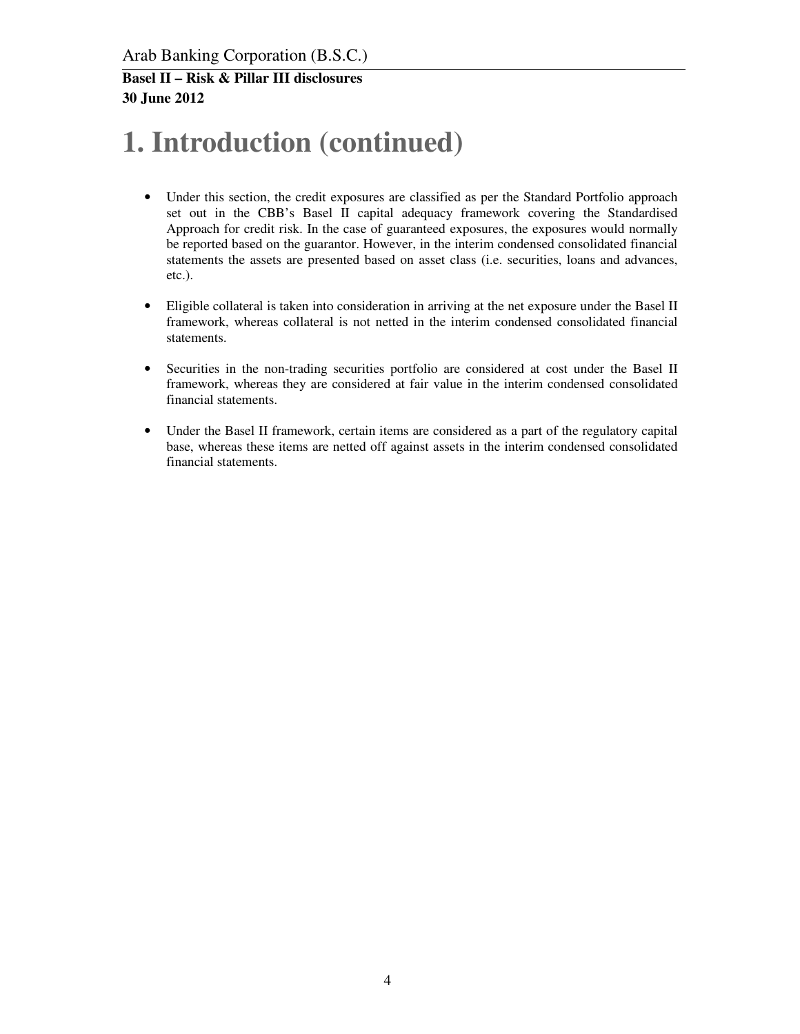# 1. Introduction (continued)

- Under this section, the credit exposures are classified as per the Standard Portfolio approach set out in the CBB's Basel II capital adequacy framework covering the Standardised Approach for credit risk. In the case of guaranteed exposures, the exposures would normally be reported based on the guarantor. However, in the interim condensed consolidated financial statements the assets are presented based on asset class (i.e. securities, loans and advances, etc.).

- Eligible collateral is taken into consideration in arriving at the net exposure under the Basel II framework, whereas collateral is not netted in the interim condensed consolidated financial statements.

- Securities in the non-trading securities portfolio are considered at cost under the Basel II framework, whereas they are considered at fair value in the interim condensed consolidated financial statements.

- Under the Basel II framework, certain items are considered as a part of the regulatory capital base, whereas these items are netted off against assets in the interim condensed consolidated financial statements.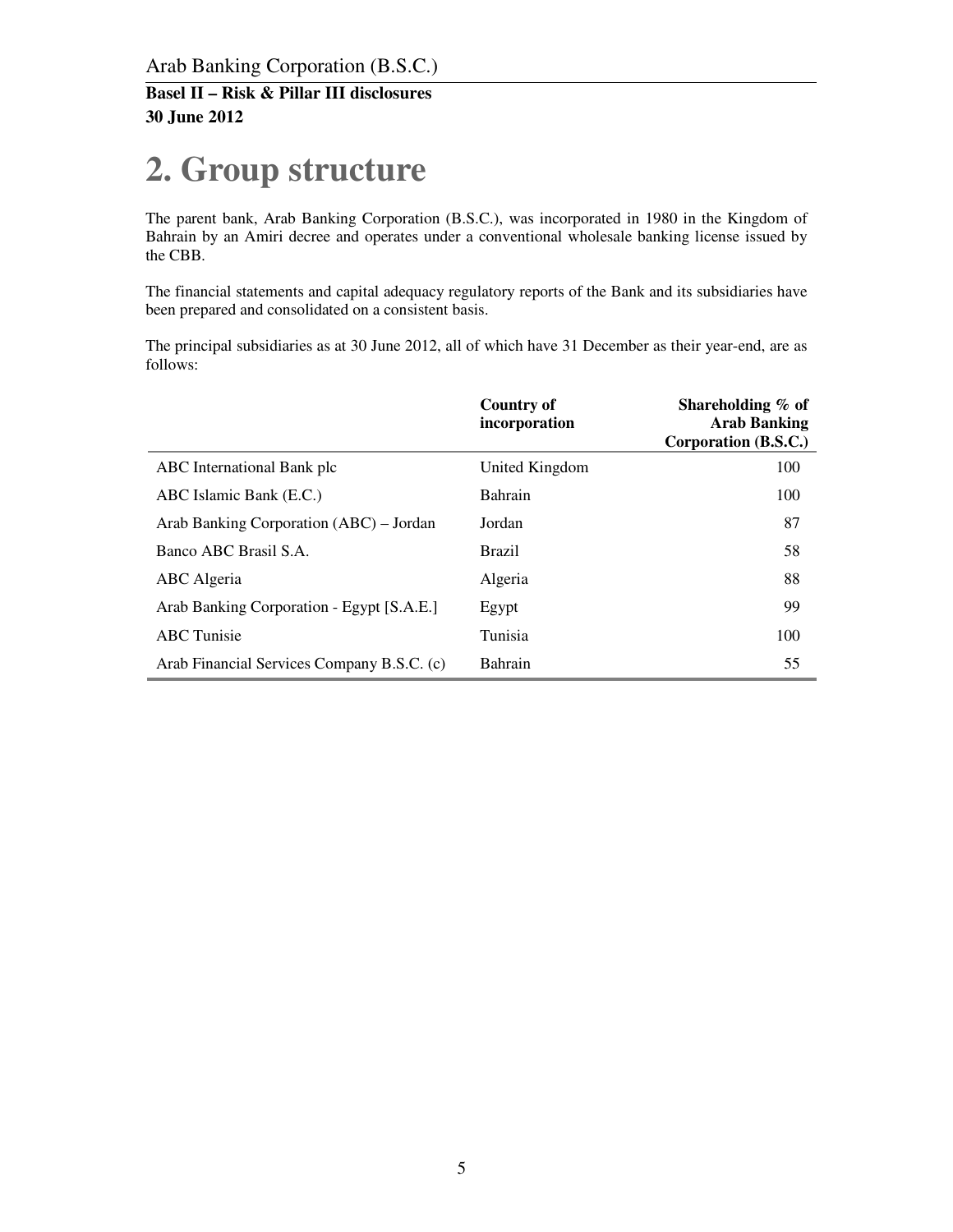# 2. Group structure

The parent bank, Arab Banking Corporation (B.S.C.), was incorporated in 1980 in the Kingdom of Bahrain by an Amiri decree and operates under a conventional wholesale banking license issued by the CBB.

The financial statements and capital adequacy regulatory reports of the Bank and its subsidiaries have been prepared and consolidated on a consistent basis.

The principal subsidiaries as at 30 June 2012, all of which have 31 December as their year-end, are as follows:

| | Country of incorporation | Shareholding % of Arab Banking Corporation (B.S.C.) |
|---|---|---|
| ABC International Bank plc | United Kingdom | 100 |
| ABC Islamic Bank (E.C.) | Bahrain | 100 |
| Arab Banking Corporation (ABC) – Jordan | Jordan | 87 |
| Banco ABC Brasil S.A. | Brazil | 58 |
| ABC Algeria | Algeria | 88 |
| Arab Banking Corporation - Egypt [S.A.E.] | Egypt | 99 |
| ABC Tunisie | Tunisia | 100 |
| Arab Financial Services Company B.S.C. (c) | Bahrain | 55 |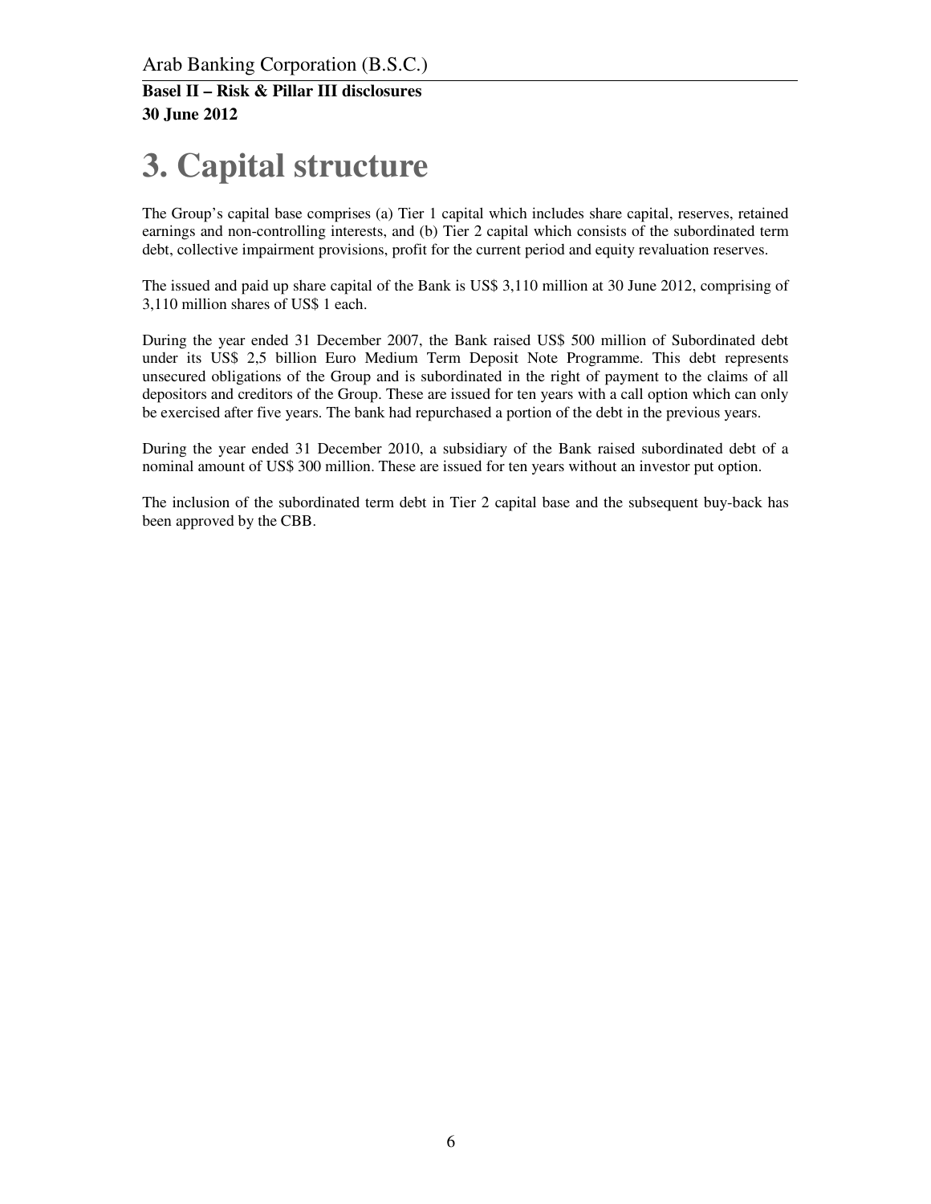# 3. Capital structure

The Group's capital base comprises (a) Tier 1 capital which includes share capital, reserves, retained earnings and non-controlling interests, and (b) Tier 2 capital which consists of the subordinated term debt, collective impairment provisions, profit for the current period and equity revaluation reserves.

The issued and paid up share capital of the Bank is US$ 3,110 million at 30 June 2012, comprising of 3,110 million shares of US$ 1 each.

During the year ended 31 December 2007, the Bank raised US$ 500 million of Subordinated debt under its US$ 2,5 billion Euro Medium Term Deposit Note Programme. This debt represents unsecured obligations of the Group and is subordinated in the right of payment to the claims of all depositors and creditors of the Group. These are issued for ten years with a call option which can only be exercised after five years. The bank had repurchased a portion of the debt in the previous years.

During the year ended 31 December 2010, a subsidiary of the Bank raised subordinated debt of a nominal amount of US$ 300 million. These are issued for ten years without an investor put option.

The inclusion of the subordinated term debt in Tier 2 capital base and the subsequent buy-back has been approved by the CBB.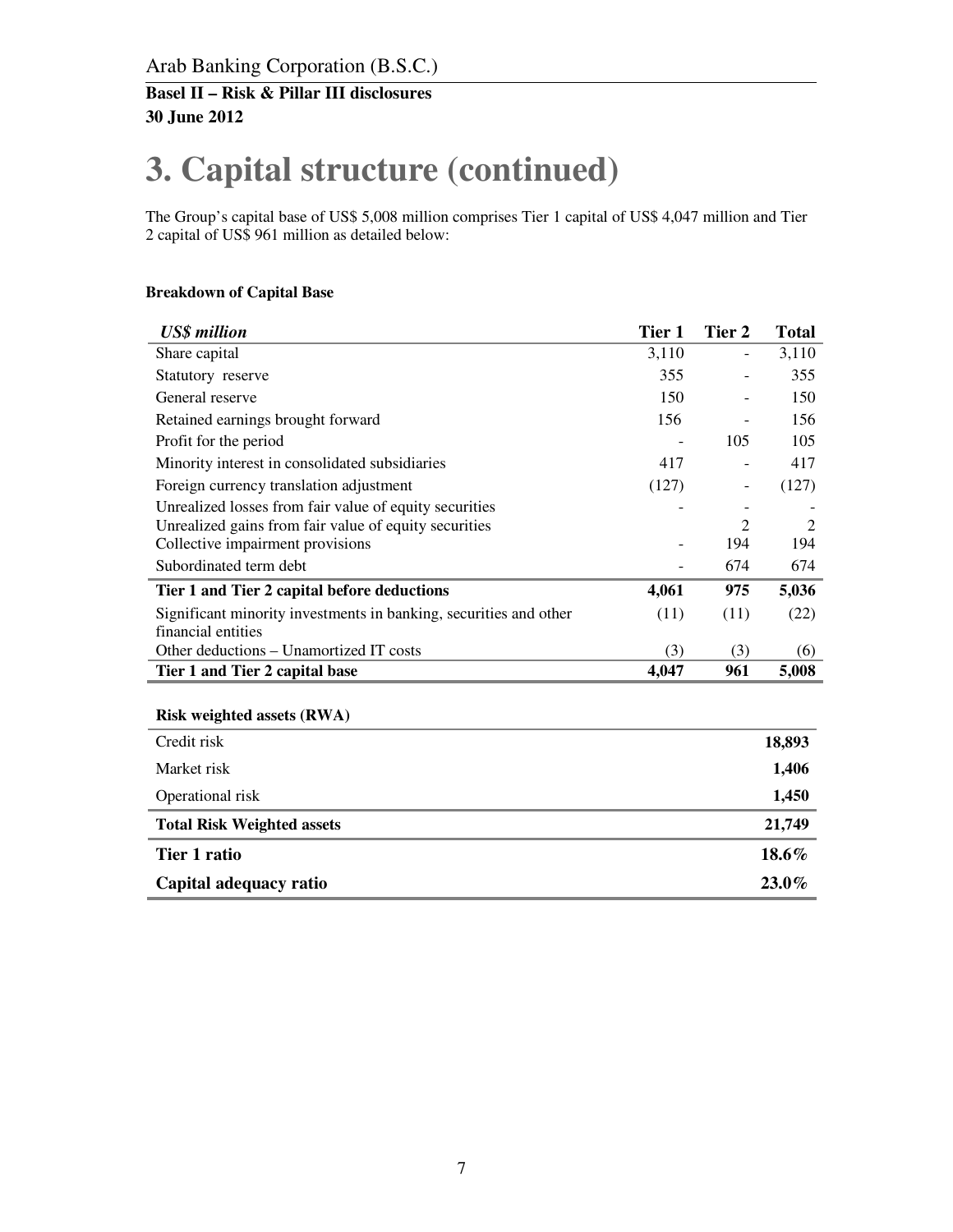# 3. Capital structure (continued)

The Group's capital base of US$ 5,008 million comprises Tier 1 capital of US$ 4,047 million and Tier 2 capital of US$ 961 million as detailed below:

**Breakdown of Capital Base**

| *US$ million* | Tier 1 | Tier 2 | Total |
|---|---|---|---|
| Share capital | 3,110 | - | 3,110 |
| Statutory reserve | 355 | - | 355 |
| General reserve | 150 | - | 150 |
| Retained earnings brought forward | 156 | - | 156 |
| Profit for the period | - | 105 | 105 |
| Minority interest in consolidated subsidiaries | 417 | - | 417 |
| Foreign currency translation adjustment | (127) | - | (127) |
| Unrealized losses from fair value of equity securities | - | - | - |
| Unrealized gains from fair value of equity securities | | 2 | 2 |
| Collective impairment provisions | - | 194 | 194 |
| Subordinated term debt | - | 674 | 674 |
| **Tier 1 and Tier 2 capital before deductions** | **4,061** | **975** | **5,036** |
| Significant minority investments in banking, securities and other financial entities | (11) | (11) | (22) |
| Other deductions – Unamortized IT costs | (3) | (3) | (6) |
| **Tier 1 and Tier 2 capital base** | **4,047** | **961** | **5,008** |

| **Risk weighted assets (RWA)** | |
|---|---|
| Credit risk | **18,893** |
| Market risk | **1,406** |
| Operational risk | **1,450** |
| **Total Risk Weighted assets** | **21,749** |
| **Tier 1 ratio** | **18.6%** |
| **Capital adequacy ratio** | **23.0%** |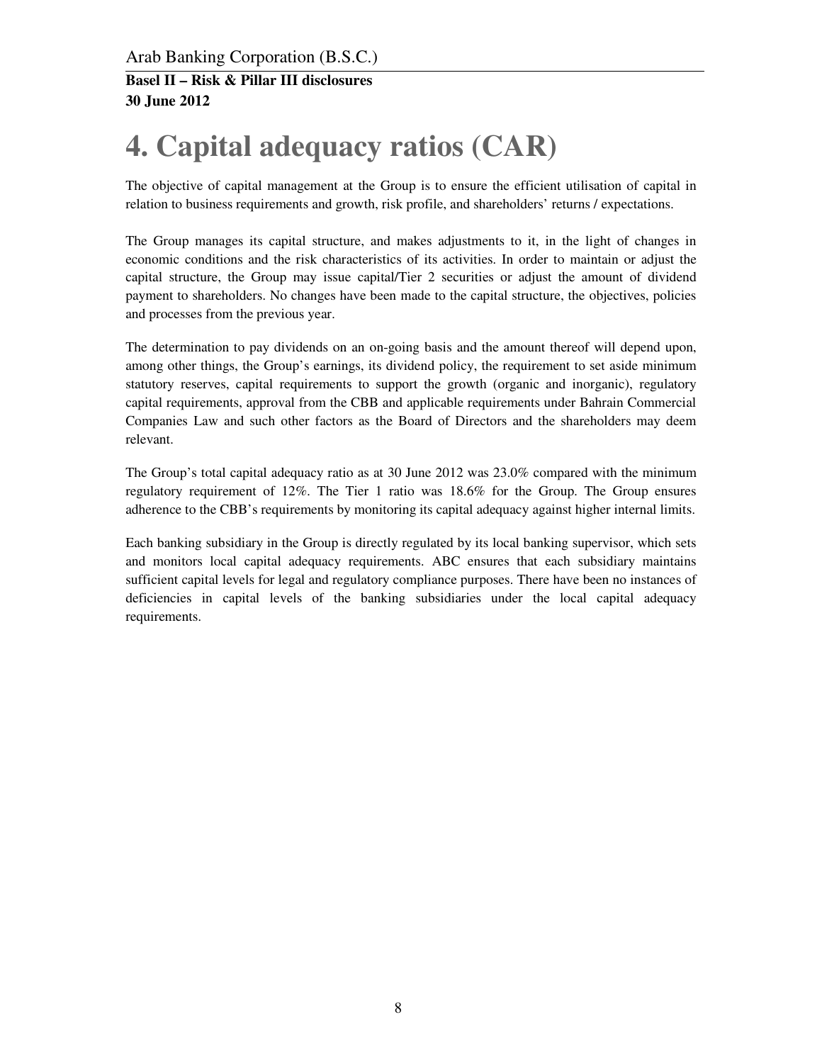# 4. Capital adequacy ratios (CAR)

The objective of capital management at the Group is to ensure the efficient utilisation of capital in relation to business requirements and growth, risk profile, and shareholders' returns / expectations.

The Group manages its capital structure, and makes adjustments to it, in the light of changes in economic conditions and the risk characteristics of its activities. In order to maintain or adjust the capital structure, the Group may issue capital/Tier 2 securities or adjust the amount of dividend payment to shareholders. No changes have been made to the capital structure, the objectives, policies and processes from the previous year.

The determination to pay dividends on an on-going basis and the amount thereof will depend upon, among other things, the Group's earnings, its dividend policy, the requirement to set aside minimum statutory reserves, capital requirements to support the growth (organic and inorganic), regulatory capital requirements, approval from the CBB and applicable requirements under Bahrain Commercial Companies Law and such other factors as the Board of Directors and the shareholders may deem relevant.

The Group's total capital adequacy ratio as at 30 June 2012 was 23.0% compared with the minimum regulatory requirement of 12%. The Tier 1 ratio was 18.6% for the Group. The Group ensures adherence to the CBB's requirements by monitoring its capital adequacy against higher internal limits.

Each banking subsidiary in the Group is directly regulated by its local banking supervisor, which sets and monitors local capital adequacy requirements. ABC ensures that each subsidiary maintains sufficient capital levels for legal and regulatory compliance purposes. There have been no instances of deficiencies in capital levels of the banking subsidiaries under the local capital adequacy requirements.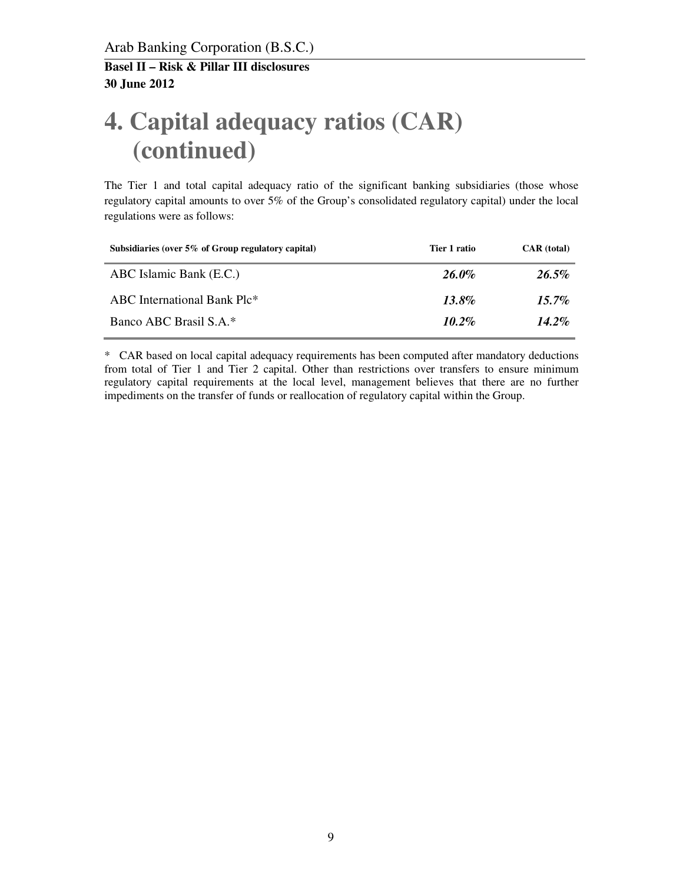# 4. Capital adequacy ratios (CAR) (continued)

The Tier 1 and total capital adequacy ratio of the significant banking subsidiaries (those whose regulatory capital amounts to over 5% of the Group's consolidated regulatory capital) under the local regulations were as follows:

| Subsidiaries (over 5% of Group regulatory capital) | Tier 1 ratio | CAR (total) |
|---|---|---|
| ABC Islamic Bank (E.C.) | ***26.0%*** | ***26.5%*** |
| ABC International Bank Plc* | ***13.8%*** | ***15.7%*** |
| Banco ABC Brasil S.A.* | ***10.2%*** | ***14.2%*** |

\* CAR based on local capital adequacy requirements has been computed after mandatory deductions from total of Tier 1 and Tier 2 capital. Other than restrictions over transfers to ensure minimum regulatory capital requirements at the local level, management believes that there are no further impediments on the transfer of funds or reallocation of regulatory capital within the Group.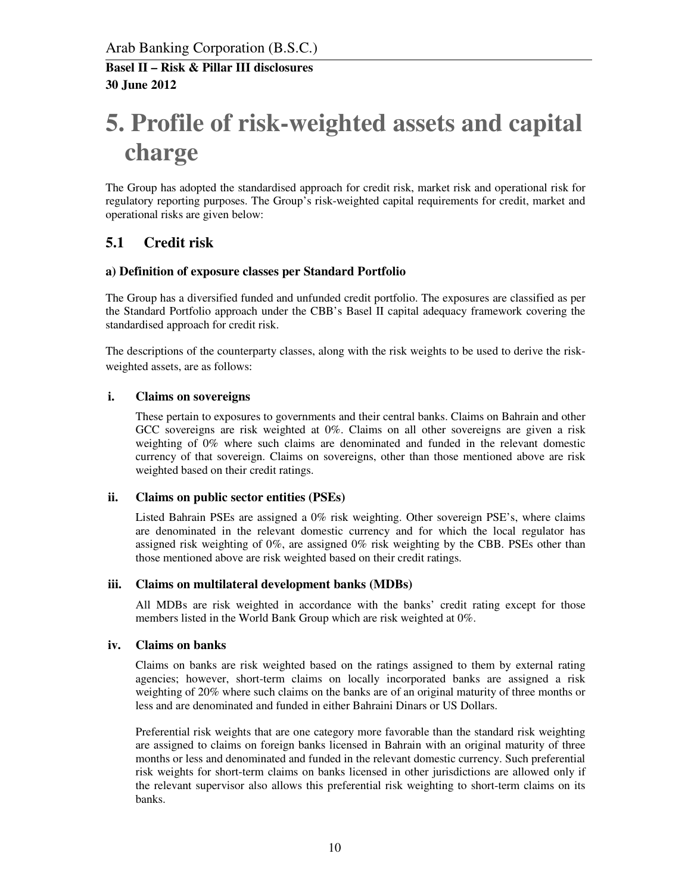# 5. Profile of risk-weighted assets and capital charge

The Group has adopted the standardised approach for credit risk, market risk and operational risk for regulatory reporting purposes. The Group's risk-weighted capital requirements for credit, market and operational risks are given below:

## 5.1 Credit risk

### a) Definition of exposure classes per Standard Portfolio

The Group has a diversified funded and unfunded credit portfolio. The exposures are classified as per the Standard Portfolio approach under the CBB's Basel II capital adequacy framework covering the standardised approach for credit risk.

The descriptions of the counterparty classes, along with the risk weights to be used to derive the risk-weighted assets, are as follows:

**i. Claims on sovereigns**

These pertain to exposures to governments and their central banks. Claims on Bahrain and other GCC sovereigns are risk weighted at 0%. Claims on all other sovereigns are given a risk weighting of 0% where such claims are denominated and funded in the relevant domestic currency of that sovereign. Claims on sovereigns, other than those mentioned above are risk weighted based on their credit ratings.

**ii. Claims on public sector entities (PSEs)**

Listed Bahrain PSEs are assigned a 0% risk weighting. Other sovereign PSE's, where claims are denominated in the relevant domestic currency and for which the local regulator has assigned risk weighting of 0%, are assigned 0% risk weighting by the CBB. PSEs other than those mentioned above are risk weighted based on their credit ratings.

**iii. Claims on multilateral development banks (MDBs)**

All MDBs are risk weighted in accordance with the banks' credit rating except for those members listed in the World Bank Group which are risk weighted at 0%.

**iv. Claims on banks**

Claims on banks are risk weighted based on the ratings assigned to them by external rating agencies; however, short-term claims on locally incorporated banks are assigned a risk weighting of 20% where such claims on the banks are of an original maturity of three months or less and are denominated and funded in either Bahraini Dinars or US Dollars.

Preferential risk weights that are one category more favorable than the standard risk weighting are assigned to claims on foreign banks licensed in Bahrain with an original maturity of three months or less and denominated and funded in the relevant domestic currency. Such preferential risk weights for short-term claims on banks licensed in other jurisdictions are allowed only if the relevant supervisor also allows this preferential risk weighting to short-term claims on its banks.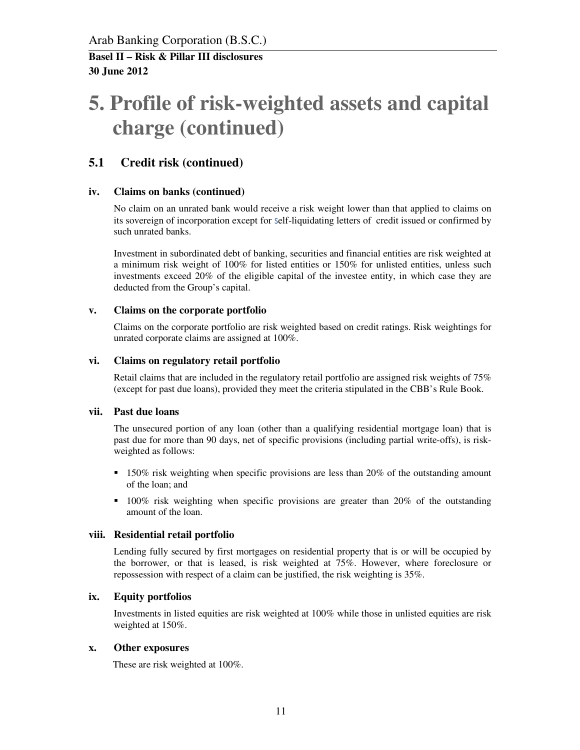# 5. Profile of risk-weighted assets and capital charge (continued)

## 5.1 Credit risk (continued)

### iv. Claims on banks (continued)

No claim on an unrated bank would receive a risk weight lower than that applied to claims on its sovereign of incorporation except for self-liquidating letters of credit issued or confirmed by such unrated banks.

Investment in subordinated debt of banking, securities and financial entities are risk weighted at a minimum risk weight of 100% for listed entities or 150% for unlisted entities, unless such investments exceed 20% of the eligible capital of the investee entity, in which case they are deducted from the Group's capital.

### v. Claims on the corporate portfolio

Claims on the corporate portfolio are risk weighted based on credit ratings. Risk weightings for unrated corporate claims are assigned at 100%.

### vi. Claims on regulatory retail portfolio

Retail claims that are included in the regulatory retail portfolio are assigned risk weights of 75% (except for past due loans), provided they meet the criteria stipulated in the CBB's Rule Book.

### vii. Past due loans

The unsecured portion of any loan (other than a qualifying residential mortgage loan) that is past due for more than 90 days, net of specific provisions (including partial write-offs), is risk-weighted as follows:

- 150% risk weighting when specific provisions are less than 20% of the outstanding amount of the loan; and
- 100% risk weighting when specific provisions are greater than 20% of the outstanding amount of the loan.

### viii. Residential retail portfolio

Lending fully secured by first mortgages on residential property that is or will be occupied by the borrower, or that is leased, is risk weighted at 75%. However, where foreclosure or repossession with respect of a claim can be justified, the risk weighting is 35%.

### ix. Equity portfolios

Investments in listed equities are risk weighted at 100% while those in unlisted equities are risk weighted at 150%.

### x. Other exposures

These are risk weighted at 100%.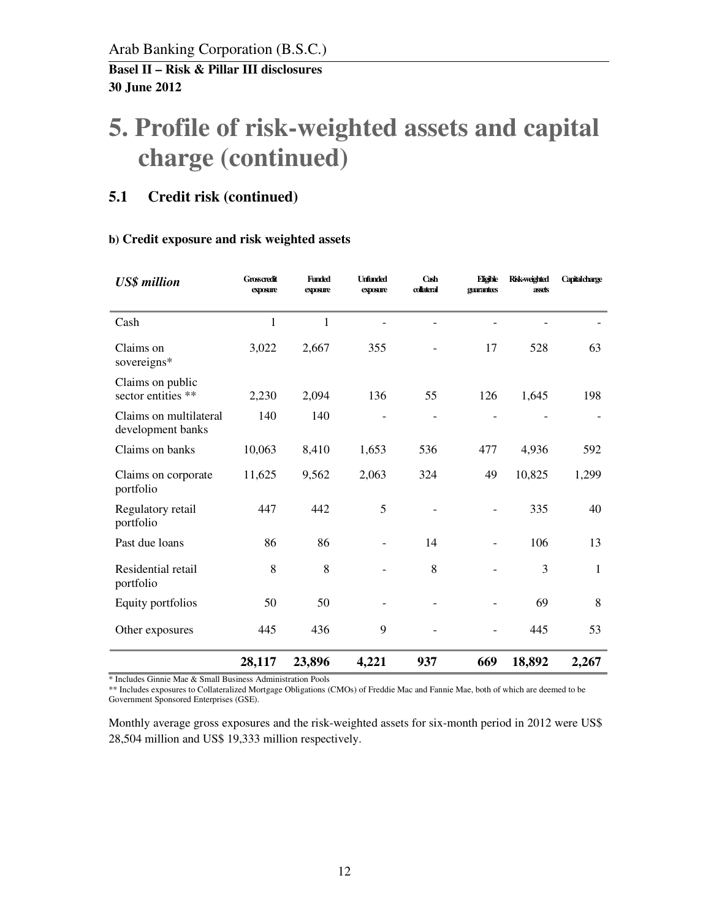# 5. Profile of risk-weighted assets and capital charge (continued)

## 5.1 Credit risk (continued)

### b) Credit exposure and risk weighted assets

| *US$ million* | Gross credit exposure | Funded exposure | Unfunded exposure | Cash collateral | Eligible guarantees | Risk-weighted assets | Capital charge |
|---|---|---|---|---|---|---|---|
| Cash | 1 | 1 | - | - | - | - | - |
| Claims on sovereigns* | 3,022 | 2,667 | 355 | - | 17 | 528 | 63 |
| Claims on public sector entities ** | 2,230 | 2,094 | 136 | 55 | 126 | 1,645 | 198 |
| Claims on multilateral development banks | 140 | 140 | - | - | - | - | - |
| Claims on banks | 10,063 | 8,410 | 1,653 | 536 | 477 | 4,936 | 592 |
| Claims on corporate portfolio | 11,625 | 9,562 | 2,063 | 324 | 49 | 10,825 | 1,299 |
| Regulatory retail portfolio | 447 | 442 | 5 | - | - | 335 | 40 |
| Past due loans | 86 | 86 | - | 14 | - | 106 | 13 |
| Residential retail portfolio | 8 | 8 | - | 8 | - | 3 | 1 |
| Equity portfolios | 50 | 50 | - | - | - | 69 | 8 |
| Other exposures | 445 | 436 | 9 | - | - | 445 | 53 |
| | **28,117** | **23,896** | **4,221** | **937** | **669** | **18,892** | **2,267** |

* Includes Ginnie Mae & Small Business Administration Pools

** Includes exposures to Collateralized Mortgage Obligations (CMOs) of Freddie Mac and Fannie Mae, both of which are deemed to be Government Sponsored Enterprises (GSE).

Monthly average gross exposures and the risk-weighted assets for six-month period in 2012 were US$ 28,504 million and US$ 19,333 million respectively.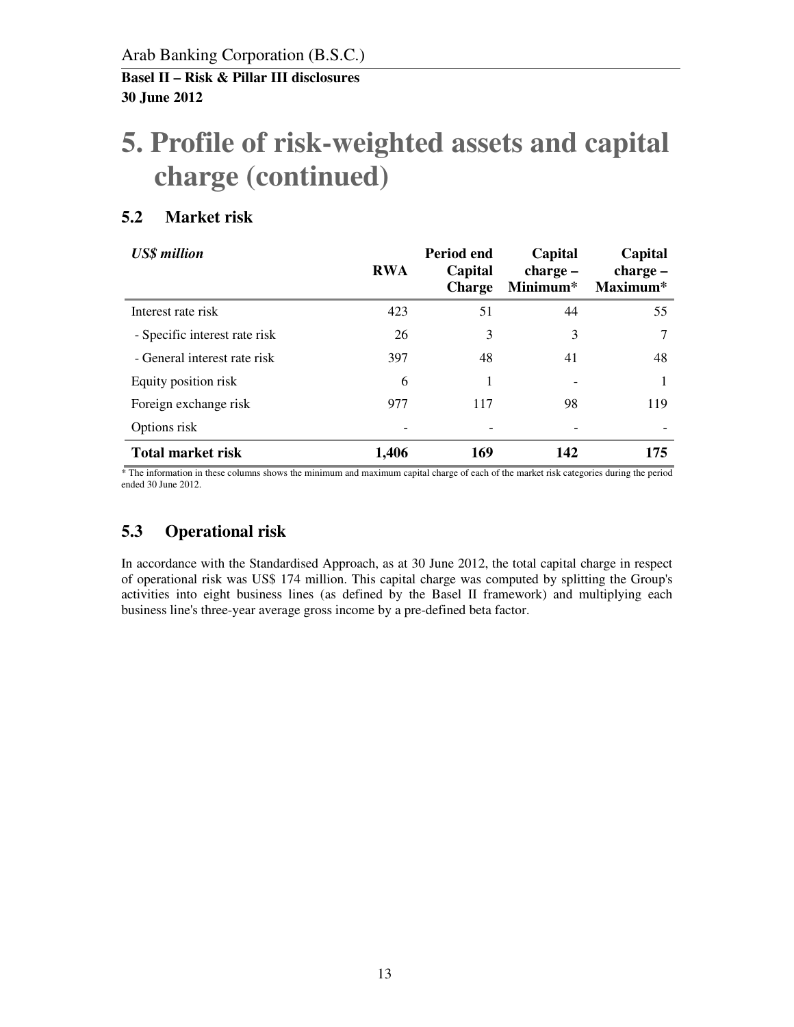# 5. Profile of risk-weighted assets and capital charge (continued)

## 5.2 Market risk

| *US$ million* | **RWA** | **Period end Capital Charge** | **Capital charge – Minimum*** | **Capital charge – Maximum*** |
|---|---|---|---|---|
| Interest rate risk | 423 | 51 | 44 | 55 |
| - Specific interest rate risk | 26 | 3 | 3 | 7 |
| - General interest rate risk | 397 | 48 | 41 | 48 |
| Equity position risk | 6 | 1 | - | 1 |
| Foreign exchange risk | 977 | 117 | 98 | 119 |
| Options risk | - | - | - | - |
| **Total market risk** | **1,406** | **169** | **142** | **175** |

* The information in these columns shows the minimum and maximum capital charge of each of the market risk categories during the period ended 30 June 2012.

## 5.3 Operational risk

In accordance with the Standardised Approach, as at 30 June 2012, the total capital charge in respect of operational risk was US$ 174 million. This capital charge was computed by splitting the Group's activities into eight business lines (as defined by the Basel II framework) and multiplying each business line's three-year average gross income by a pre-defined beta factor.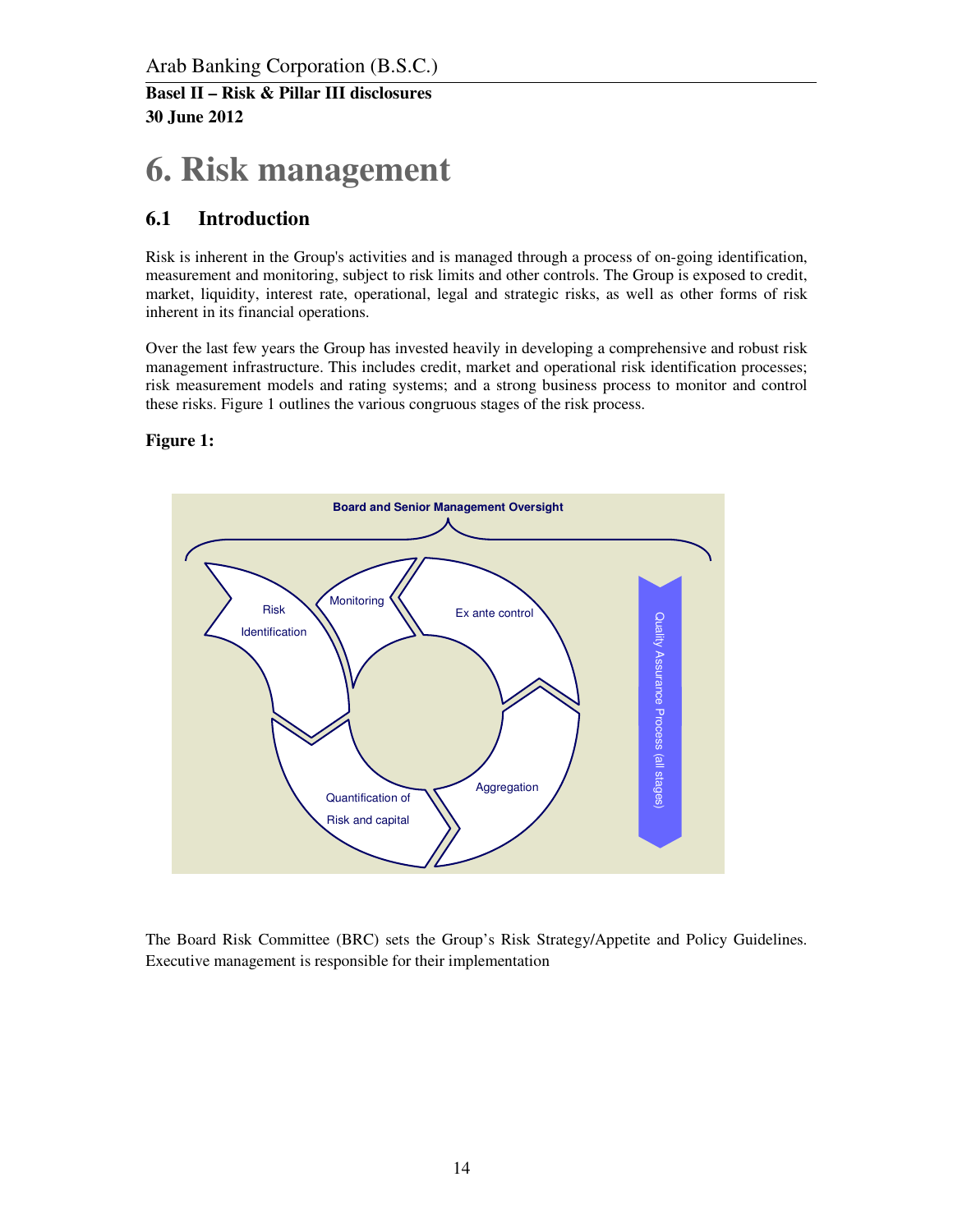# 6. Risk management

## 6.1 Introduction

Risk is inherent in the Group's activities and is managed through a process of on-going identification, measurement and monitoring, subject to risk limits and other controls. The Group is exposed to credit, market, liquidity, interest rate, operational, legal and strategic risks, as well as other forms of risk inherent in its financial operations.

Over the last few years the Group has invested heavily in developing a comprehensive and robust risk management infrastructure. This includes credit, market and operational risk identification processes; risk measurement models and rating systems; and a strong business process to monitor and control these risks. Figure 1 outlines the various congruous stages of the risk process.

**Figure 1:**

Board and Senior Management Oversight

Risk Identification

Monitoring

Ex ante control

Aggregation

Quantification of Risk and capital

Quality Assurance Process (all stages)

The Board Risk Committee (BRC) sets the Group's Risk Strategy/Appetite and Policy Guidelines. Executive management is responsible for their implementation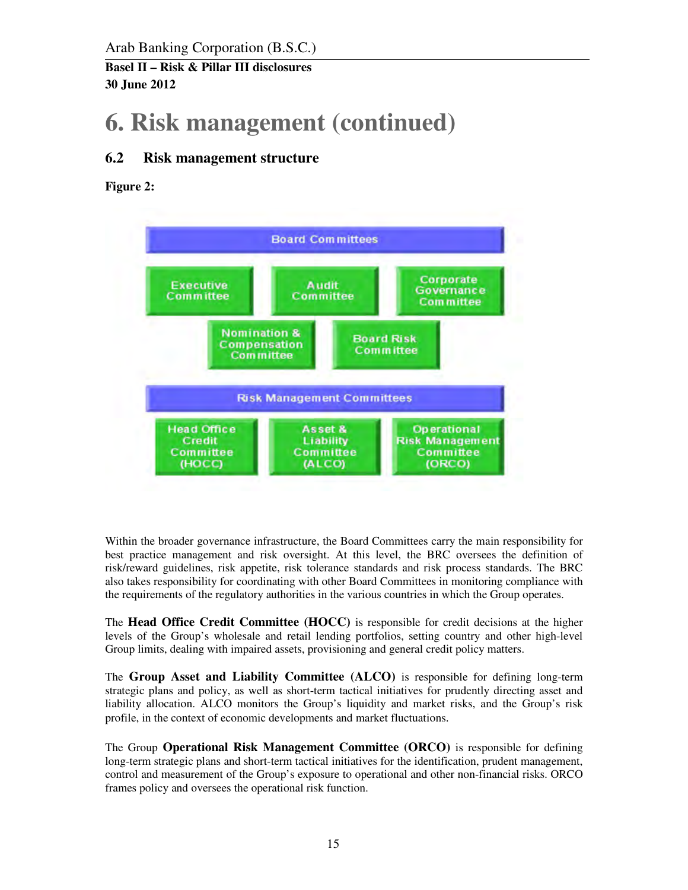# 6. Risk management (continued)

## 6.2 Risk management structure

**Figure 2:**

**Board Committees**

- Executive Committee
- Audit Committee
- Corporate Governance Committee
- Nomination & Compensation Committee
- Board Risk Committee

**Risk Management Committees**

- Head Office Credit Committee (HOCC)
- Asset & Liability Committee (ALCO)
- Operational Risk Management Committee (ORCO)

Within the broader governance infrastructure, the Board Committees carry the main responsibility for best practice management and risk oversight. At this level, the BRC oversees the definition of risk/reward guidelines, risk appetite, risk tolerance standards and risk process standards. The BRC also takes responsibility for coordinating with other Board Committees in monitoring compliance with the requirements of the regulatory authorities in the various countries in which the Group operates.

The **Head Office Credit Committee (HOCC)** is responsible for credit decisions at the higher levels of the Group's wholesale and retail lending portfolios, setting country and other high-level Group limits, dealing with impaired assets, provisioning and general credit policy matters.

The **Group Asset and Liability Committee (ALCO)** is responsible for defining long-term strategic plans and policy, as well as short-term tactical initiatives for prudently directing asset and liability allocation. ALCO monitors the Group's liquidity and market risks, and the Group's risk profile, in the context of economic developments and market fluctuations.

The Group **Operational Risk Management Committee (ORCO)** is responsible for defining long-term strategic plans and short-term tactical initiatives for the identification, prudent management, control and measurement of the Group's exposure to operational and other non-financial risks. ORCO frames policy and oversees the operational risk function.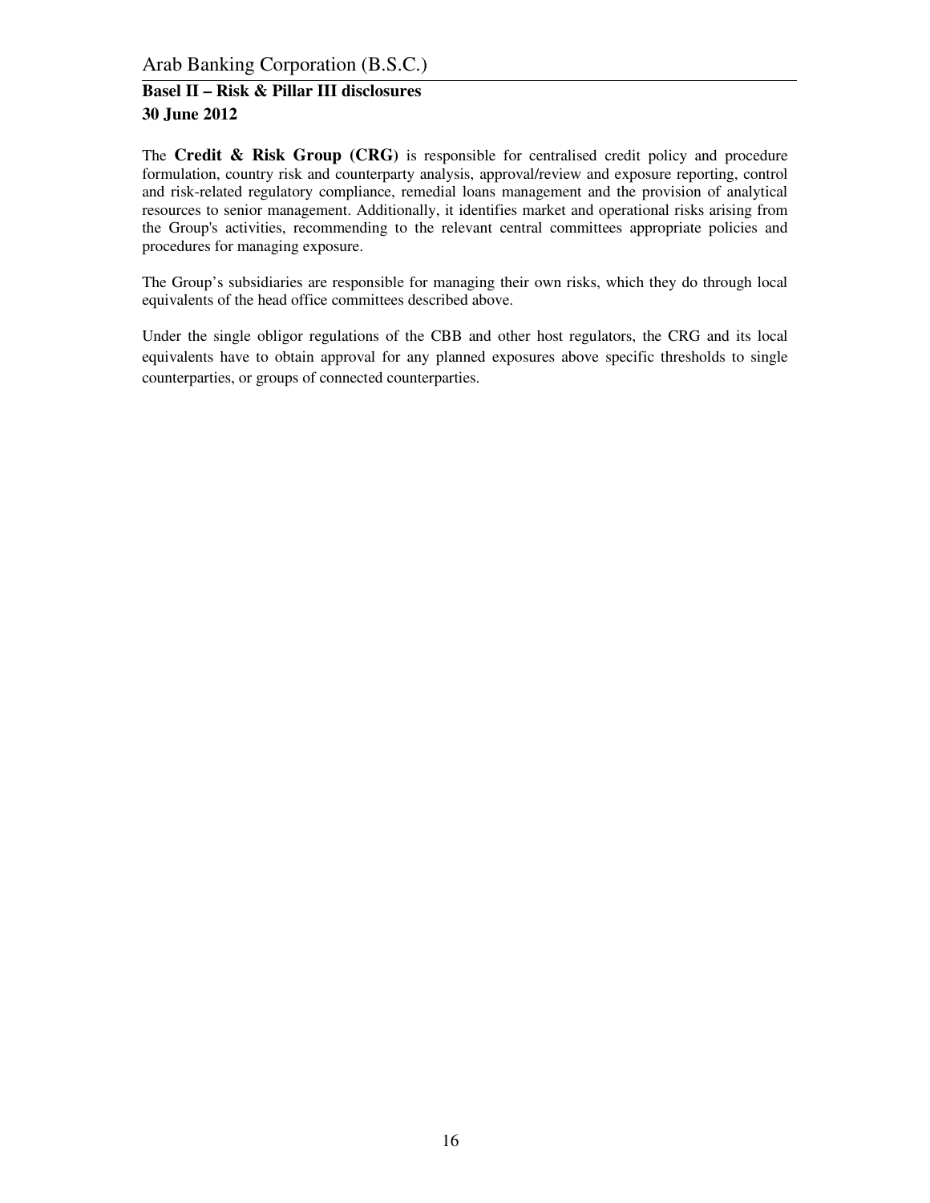The **Credit & Risk Group (CRG)** is responsible for centralised credit policy and procedure formulation, country risk and counterparty analysis, approval/review and exposure reporting, control and risk-related regulatory compliance, remedial loans management and the provision of analytical resources to senior management. Additionally, it identifies market and operational risks arising from the Group's activities, recommending to the relevant central committees appropriate policies and procedures for managing exposure.

The Group's subsidiaries are responsible for managing their own risks, which they do through local equivalents of the head office committees described above.

Under the single obligor regulations of the CBB and other host regulators, the CRG and its local equivalents have to obtain approval for any planned exposures above specific thresholds to single counterparties, or groups of connected counterparties.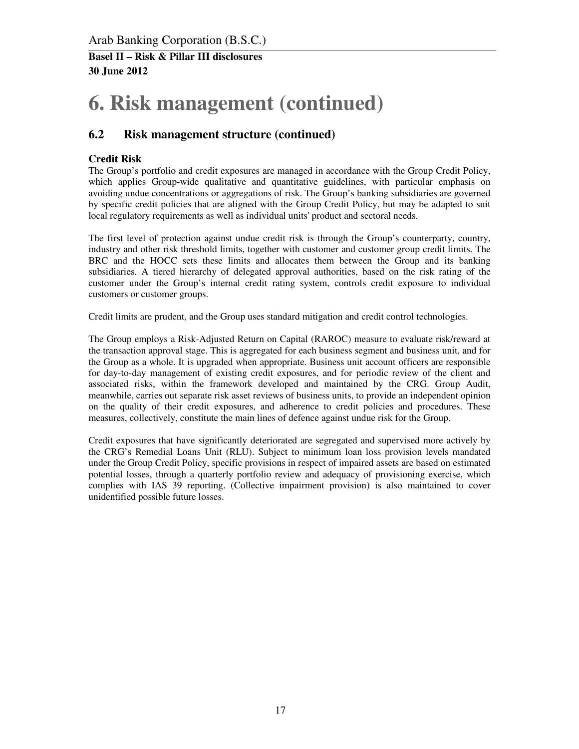# 6. Risk management (continued)

## 6.2 Risk management structure (continued)

### Credit Risk

The Group's portfolio and credit exposures are managed in accordance with the Group Credit Policy, which applies Group-wide qualitative and quantitative guidelines, with particular emphasis on avoiding undue concentrations or aggregations of risk. The Group's banking subsidiaries are governed by specific credit policies that are aligned with the Group Credit Policy, but may be adapted to suit local regulatory requirements as well as individual units' product and sectoral needs.

The first level of protection against undue credit risk is through the Group's counterparty, country, industry and other risk threshold limits, together with customer and customer group credit limits. The BRC and the HOCC sets these limits and allocates them between the Group and its banking subsidiaries. A tiered hierarchy of delegated approval authorities, based on the risk rating of the customer under the Group's internal credit rating system, controls credit exposure to individual customers or customer groups.

Credit limits are prudent, and the Group uses standard mitigation and credit control technologies.

The Group employs a Risk-Adjusted Return on Capital (RAROC) measure to evaluate risk/reward at the transaction approval stage. This is aggregated for each business segment and business unit, and for the Group as a whole. It is upgraded when appropriate. Business unit account officers are responsible for day-to-day management of existing credit exposures, and for periodic review of the client and associated risks, within the framework developed and maintained by the CRG. Group Audit, meanwhile, carries out separate risk asset reviews of business units, to provide an independent opinion on the quality of their credit exposures, and adherence to credit policies and procedures. These measures, collectively, constitute the main lines of defence against undue risk for the Group.

Credit exposures that have significantly deteriorated are segregated and supervised more actively by the CRG's Remedial Loans Unit (RLU). Subject to minimum loan loss provision levels mandated under the Group Credit Policy, specific provisions in respect of impaired assets are based on estimated potential losses, through a quarterly portfolio review and adequacy of provisioning exercise, which complies with IAS 39 reporting. (Collective impairment provision) is also maintained to cover unidentified possible future losses.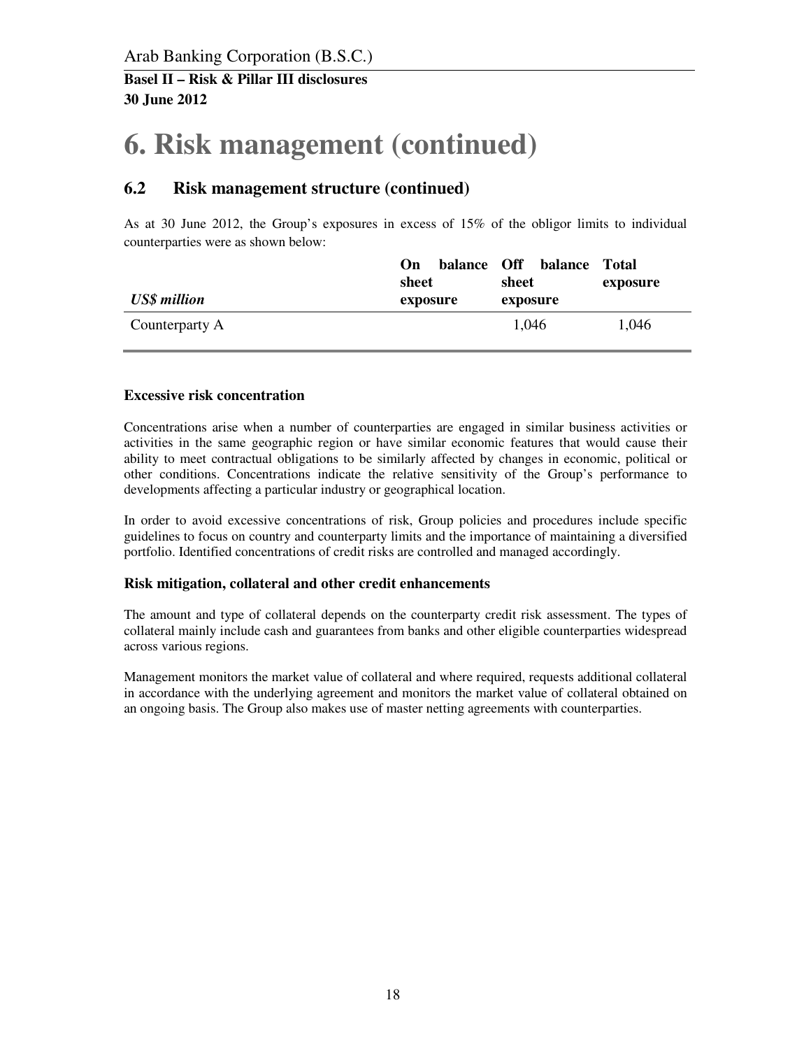# 6. Risk management (continued)

## 6.2 Risk management structure (continued)

As at 30 June 2012, the Group's exposures in excess of 15% of the obligor limits to individual counterparties were as shown below:

| *US$ million* | On balance sheet exposure | Off balance sheet exposure | Total exposure |
|---|---|---|---|
| Counterparty A | | 1,046 | 1,046 |

**Excessive risk concentration**

Concentrations arise when a number of counterparties are engaged in similar business activities or activities in the same geographic region or have similar economic features that would cause their ability to meet contractual obligations to be similarly affected by changes in economic, political or other conditions. Concentrations indicate the relative sensitivity of the Group's performance to developments affecting a particular industry or geographical location.

In order to avoid excessive concentrations of risk, Group policies and procedures include specific guidelines to focus on country and counterparty limits and the importance of maintaining a diversified portfolio. Identified concentrations of credit risks are controlled and managed accordingly.

**Risk mitigation, collateral and other credit enhancements**

The amount and type of collateral depends on the counterparty credit risk assessment. The types of collateral mainly include cash and guarantees from banks and other eligible counterparties widespread across various regions.

Management monitors the market value of collateral and where required, requests additional collateral in accordance with the underlying agreement and monitors the market value of collateral obtained on an ongoing basis. The Group also makes use of master netting agreements with counterparties.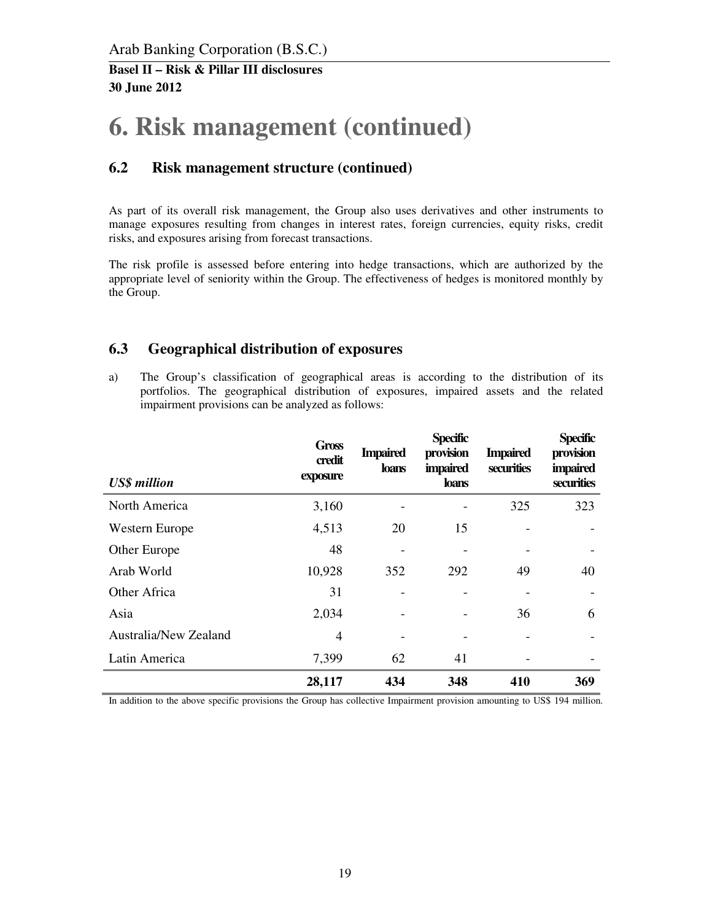# 6. Risk management (continued)

## 6.2 Risk management structure (continued)

As part of its overall risk management, the Group also uses derivatives and other instruments to manage exposures resulting from changes in interest rates, foreign currencies, equity risks, credit risks, and exposures arising from forecast transactions.

The risk profile is assessed before entering into hedge transactions, which are authorized by the appropriate level of seniority within the Group. The effectiveness of hedges is monitored monthly by the Group.

## 6.3 Geographical distribution of exposures

a) The Group's classification of geographical areas is according to the distribution of its portfolios. The geographical distribution of exposures, impaired assets and the related impairment provisions can be analyzed as follows:

| *US$ million* | Gross credit exposure | Impaired loans | Specific provision impaired loans | Impaired securities | Specific provision impaired securities |
|---|---|---|---|---|---|
| North America | 3,160 | - | - | 325 | 323 |
| Western Europe | 4,513 | 20 | 15 | - | - |
| Other Europe | 48 | - | - | - | - |
| Arab World | 10,928 | 352 | 292 | 49 | 40 |
| Other Africa | 31 | - | - | - | - |
| Asia | 2,034 | - | - | 36 | 6 |
| Australia/New Zealand | 4 | - | - | - | - |
| Latin America | 7,399 | 62 | 41 | - | - |
| | **28,117** | **434** | **348** | **410** | **369** |

In addition to the above specific provisions the Group has collective Impairment provision amounting to US$ 194 million.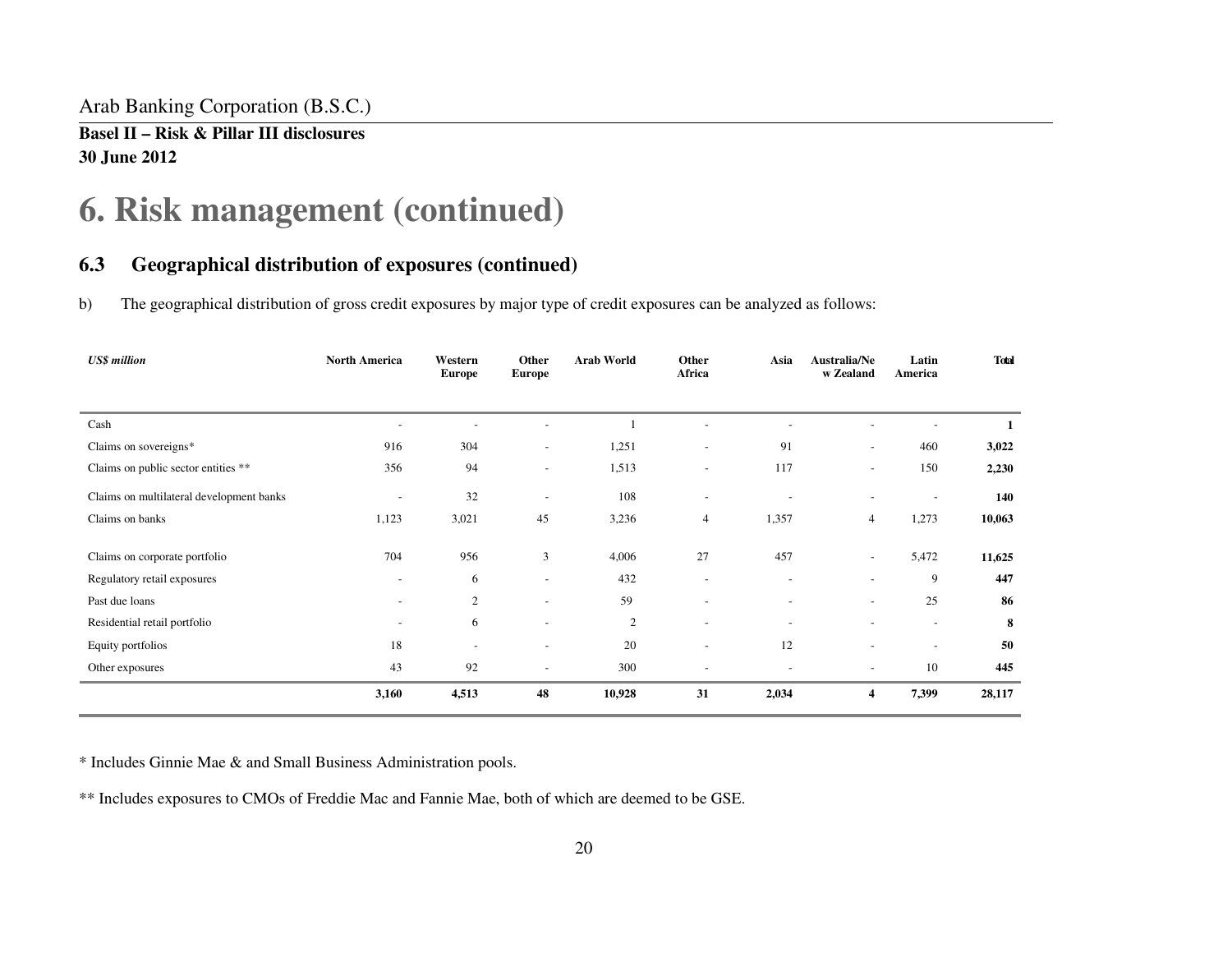# 6. Risk management (continued)

## 6.3 Geographical distribution of exposures (continued)

b) The geographical distribution of gross credit exposures by major type of credit exposures can be analyzed as follows:

| *US$ million* | North America | Western Europe | Other Europe | Arab World | Other Africa | Asia | Australia/New Zealand | Latin America | Total |
|---|---|---|---|---|---|---|---|---|---|
| Cash | - | - | - | 1 | - | - | - | - | **1** |
| Claims on sovereigns* | 916 | 304 | - | 1,251 | - | 91 | - | 460 | **3,022** |
| Claims on public sector entities ** | 356 | 94 | - | 1,513 | - | 117 | - | 150 | **2,230** |
| Claims on multilateral development banks | - | 32 | - | 108 | - | - | - | - | **140** |
| Claims on banks | 1,123 | 3,021 | 45 | 3,236 | 4 | 1,357 | 4 | 1,273 | **10,063** |
| Claims on corporate portfolio | 704 | 956 | 3 | 4,006 | 27 | 457 | - | 5,472 | **11,625** |
| Regulatory retail exposures | - | 6 | - | 432 | - | - | - | 9 | **447** |
| Past due loans | - | 2 | - | 59 | - | - | - | 25 | **86** |
| Residential retail portfolio | - | 6 | - | 2 | - | - | - | - | **8** |
| Equity portfolios | 18 | - | - | 20 | - | 12 | - | - | **50** |
| Other exposures | 43 | 92 | - | 300 | - | - | - | 10 | **445** |
| | **3,160** | **4,513** | **48** | **10,928** | **31** | **2,034** | **4** | **7,399** | **28,117** |

* Includes Ginnie Mae & and Small Business Administration pools.

** Includes exposures to CMOs of Freddie Mac and Fannie Mae, both of which are deemed to be GSE.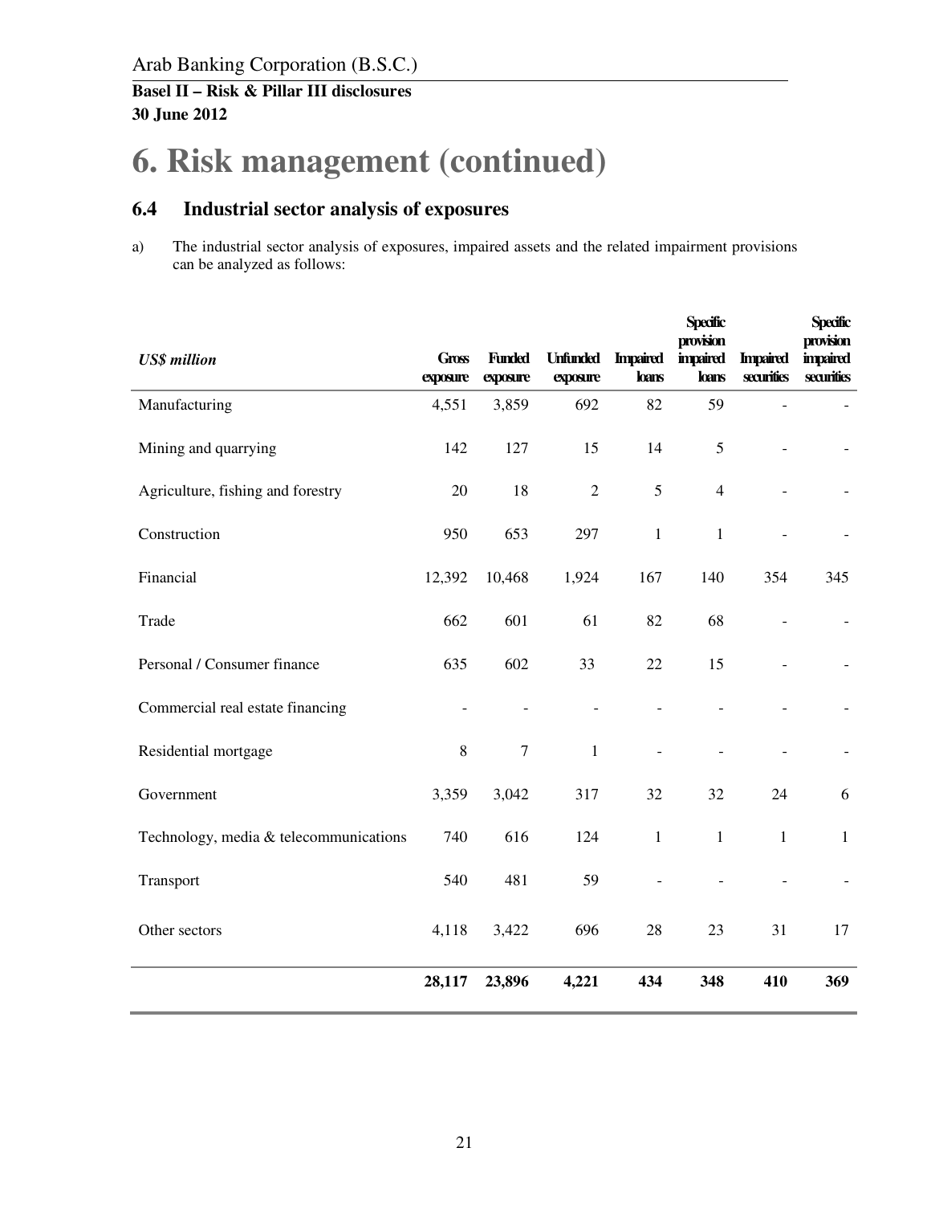Arab Banking Corporation (B.S.C.)

**Basel II – Risk & Pillar III disclosures**
**30 June 2012**

# 6. Risk management (continued)

## 6.4 Industrial sector analysis of exposures

a) The industrial sector analysis of exposures, impaired assets and the related impairment provisions can be analyzed as follows:

| *US$ million* | Gross exposure | Funded exposure | Unfunded exposure | Impaired loans | Specific provision impaired loans | Impaired securities | Specific provision impaired securities |
|---|---|---|---|---|---|---|---|
| Manufacturing | 4,551 | 3,859 | 692 | 82 | 59 | - | - |
| Mining and quarrying | 142 | 127 | 15 | 14 | 5 | - | - |
| Agriculture, fishing and forestry | 20 | 18 | 2 | 5 | 4 | - | - |
| Construction | 950 | 653 | 297 | 1 | 1 | - | - |
| Financial | 12,392 | 10,468 | 1,924 | 167 | 140 | 354 | 345 |
| Trade | 662 | 601 | 61 | 82 | 68 | - | - |
| Personal / Consumer finance | 635 | 602 | 33 | 22 | 15 | - | - |
| Commercial real estate financing | - | - | - | - | - | - | - |
| Residential mortgage | 8 | 7 | 1 | - | - | - | - |
| Government | 3,359 | 3,042 | 317 | 32 | 32 | 24 | 6 |
| Technology, media & telecommunications | 740 | 616 | 124 | 1 | 1 | 1 | 1 |
| Transport | 540 | 481 | 59 | - | - | - | - |
| Other sectors | 4,118 | 3,422 | 696 | 28 | 23 | 31 | 17 |
| | **28,117** | **23,896** | **4,221** | **434** | **348** | **410** | **369** |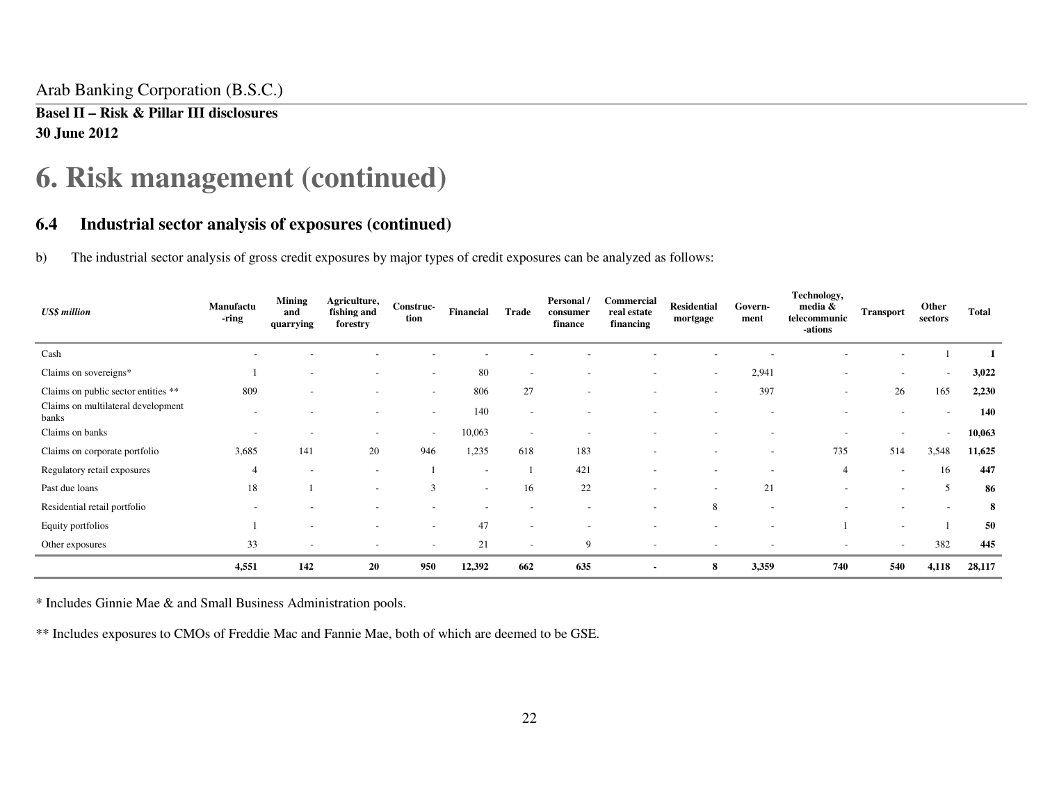# 6. Risk management (continued)

## 6.4 Industrial sector analysis of exposures (continued)

b) The industrial sector analysis of gross credit exposures by major types of credit exposures can be analyzed as follows:

| *US$ million* | Manufactu-ring | Mining and quarrying | Agriculture, fishing and forestry | Construc-tion | Financial | Trade | Personal / consumer finance | Commercial real estate financing | Residential mortgage | Govern-ment | Technology, media & telecommunic-ations | Transport | Other sectors | Total |
|---|---|---|---|---|---|---|---|---|---|---|---|---|---|---|
| Cash | - | - | - | - | - | - | - | - | - | - | - | - | 1 | **1** |
| Claims on sovereigns* | 1 | - | - | - | 80 | - | - | - | - | 2,941 | - | - | - | **3,022** |
| Claims on public sector entities ** | 809 | - | - | - | 806 | 27 | - | - | - | 397 | - | 26 | 165 | **2,230** |
| Claims on multilateral development banks | - | - | - | - | 140 | - | - | - | - | - | - | - | - | **140** |
| Claims on banks | - | - | - | - | 10,063 | - | - | - | - | - | - | - | - | **10,063** |
| Claims on corporate portfolio | 3,685 | 141 | 20 | 946 | 1,235 | 618 | 183 | - | - | - | 735 | 514 | 3,548 | **11,625** |
| Regulatory retail exposures | 4 | - | - | 1 | - | 1 | 421 | - | - | - | 4 | - | 16 | **447** |
| Past due loans | 18 | 1 | - | 3 | - | 16 | 22 | - | - | 21 | - | - | 5 | **86** |
| Residential retail portfolio | - | - | - | - | - | - | - | - | 8 | - | - | - | - | **8** |
| Equity portfolios | 1 | - | - | - | 47 | - | - | - | - | - | 1 | - | 1 | **50** |
| Other exposures | 33 | - | - | - | 21 | - | 9 | - | - | - | - | - | 382 | **445** |
| | **4,551** | **142** | **20** | **950** | **12,392** | **662** | **635** | **-** | **8** | **3,359** | **740** | **540** | **4,118** | **28,117** |

\* Includes Ginnie Mae & and Small Business Administration pools.

\*\* Includes exposures to CMOs of Freddie Mac and Fannie Mae, both of which are deemed to be GSE.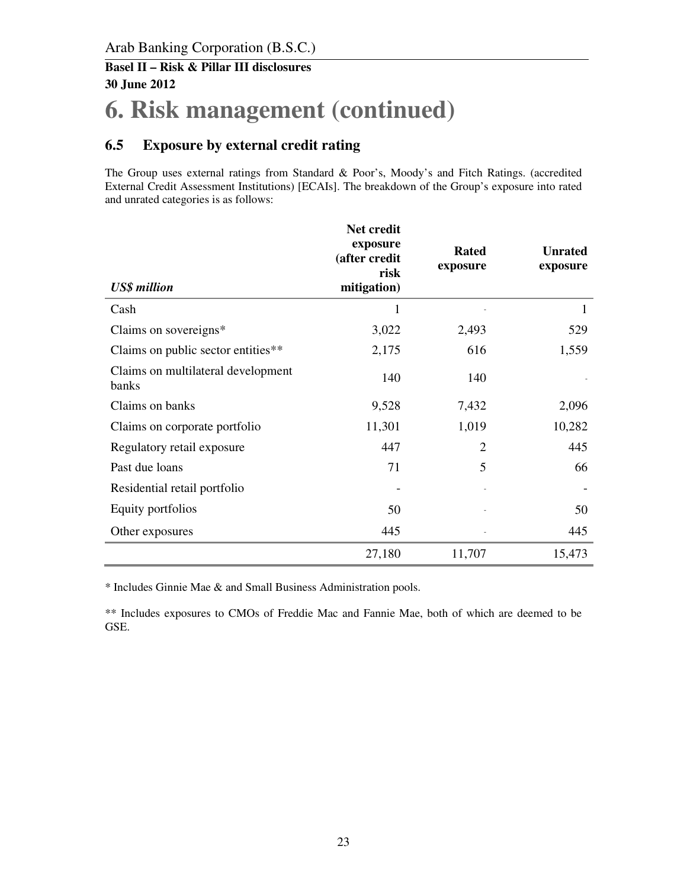# 6. Risk management (continued)

## 6.5 Exposure by external credit rating

The Group uses external ratings from Standard & Poor's, Moody's and Fitch Ratings. (accredited External Credit Assessment Institutions) [ECAIs]. The breakdown of the Group's exposure into rated and unrated categories is as follows:

| *US$ million* | Net credit exposure (after credit risk mitigation) | Rated exposure | Unrated exposure |
|---|---|---|---|
| Cash | 1 | - | 1 |
| Claims on sovereigns* | 3,022 | 2,493 | 529 |
| Claims on public sector entities** | 2,175 | 616 | 1,559 |
| Claims on multilateral development banks | 140 | 140 | - |
| Claims on banks | 9,528 | 7,432 | 2,096 |
| Claims on corporate portfolio | 11,301 | 1,019 | 10,282 |
| Regulatory retail exposure | 447 | 2 | 445 |
| Past due loans | 71 | 5 | 66 |
| Residential retail portfolio | - | - | - |
| Equity portfolios | 50 | - | 50 |
| Other exposures | 445 | - | 445 |
| | 27,180 | 11,707 | 15,473 |

* Includes Ginnie Mae & and Small Business Administration pools.

** Includes exposures to CMOs of Freddie Mac and Fannie Mae, both of which are deemed to be GSE.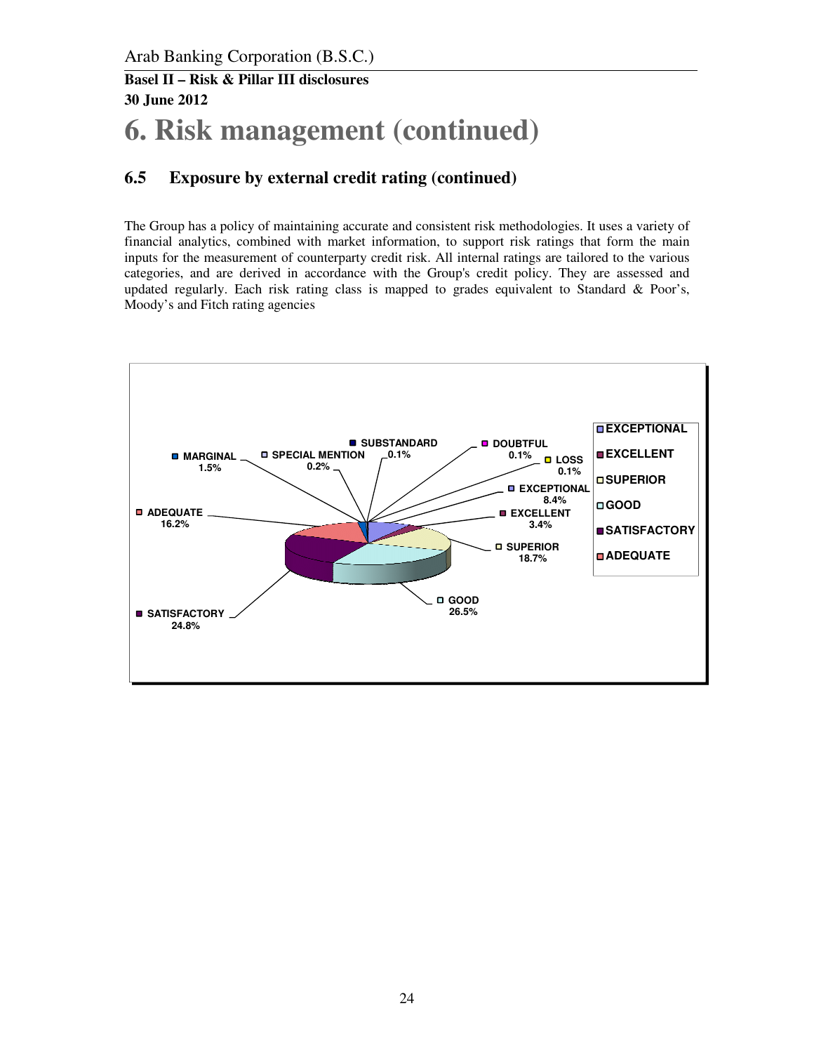Arab Banking Corporation (B.S.C.)

**Basel II – Risk & Pillar III disclosures**
**30 June 2012**

# 6. Risk management (continued)

## 6.5 Exposure by external credit rating (continued)

The Group has a policy of maintaining accurate and consistent risk methodologies. It uses a variety of financial analytics, combined with market information, to support risk ratings that form the main inputs for the measurement of counterparty credit risk. All internal ratings are tailored to the various categories, and are derived in accordance with the Group's credit policy. They are assessed and updated regularly. Each risk rating class is mapped to grades equivalent to Standard & Poor's, Moody's and Fitch rating agencies

| Rating | % |
|---|---|
| EXCEPTIONAL | 8.4% |
| EXCELLENT | 3.4% |
| SUPERIOR | 18.7% |
| GOOD | 26.5% |
| SATISFACTORY | 24.8% |
| ADEQUATE | 16.2% |
| MARGINAL | 1.5% |
| SPECIAL MENTION | 0.2% |
| SUBSTANDARD | 0.1% |
| DOUBTFUL | 0.1% |
| LOSS | 0.1% |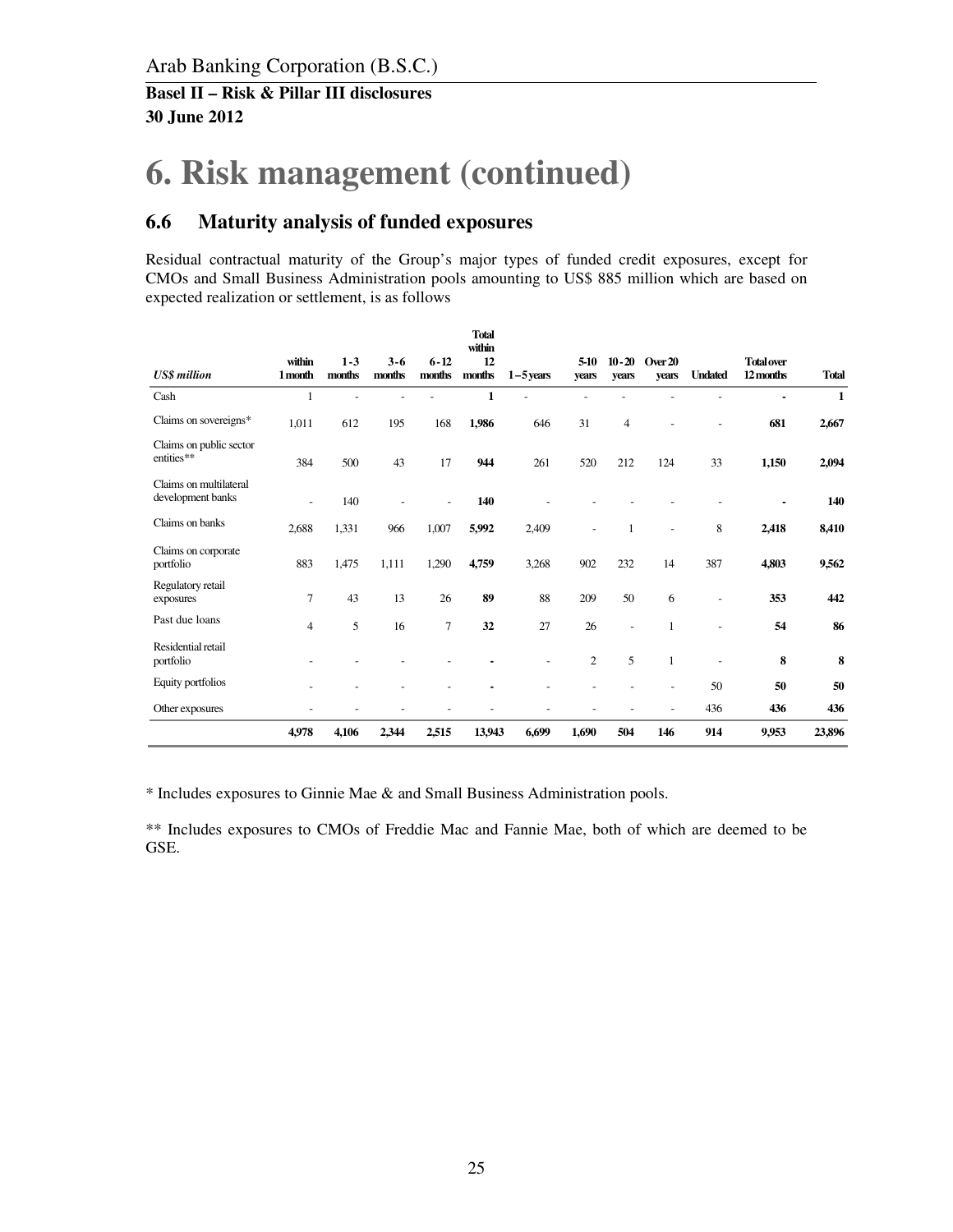Arab Banking Corporation (B.S.C.)

**Basel II – Risk & Pillar III disclosures**
**30 June 2012**

# 6. Risk management (continued)

## 6.6 Maturity analysis of funded exposures

Residual contractual maturity of the Group's major types of funded credit exposures, except for CMOs and Small Business Administration pools amounting to US$ 885 million which are based on expected realization or settlement, is as follows

| *US$ million* | within 1 month | 1 - 3 months | 3 - 6 months | 6 - 12 months | Total within 12 months | 1 – 5 years | 5-10 years | 10 - 20 years | Over 20 years | Undated | Total over 12 months | Total |
|---|---|---|---|---|---|---|---|---|---|---|---|---|
| Cash | 1 | - | - | - | **1** | - | - | - | - | - | **-** | **1** |
| Claims on sovereigns* | 1,011 | 612 | 195 | 168 | **1,986** | 646 | 31 | 4 | - | - | **681** | **2,667** |
| Claims on public sector entities** | 384 | 500 | 43 | 17 | **944** | 261 | 520 | 212 | 124 | 33 | **1,150** | **2,094** |
| Claims on multilateral development banks | - | 140 | - | - | **140** | - | - | - | - | - | **-** | **140** |
| Claims on banks | 2,688 | 1,331 | 966 | 1,007 | **5,992** | 2,409 | - | 1 | - | 8 | **2,418** | **8,410** |
| Claims on corporate portfolio | 883 | 1,475 | 1,111 | 1,290 | **4,759** | 3,268 | 902 | 232 | 14 | 387 | **4,803** | **9,562** |
| Regulatory retail exposures | 7 | 43 | 13 | 26 | **89** | 88 | 209 | 50 | 6 | - | **353** | **442** |
| Past due loans | 4 | 5 | 16 | 7 | **32** | 27 | 26 | - | 1 | - | **54** | **86** |
| Residential retail portfolio | - | - | - | - | **-** | - | 2 | 5 | 1 | - | **8** | **8** |
| Equity portfolios | - | - | - | - | **-** | - | - | - | - | 50 | **50** | **50** |
| Other exposures | - | - | - | - | - | - | - | - | - | 436 | **436** | **436** |
| | **4,978** | **4,106** | **2,344** | **2,515** | **13,943** | **6,699** | **1,690** | **504** | **146** | **914** | **9,953** | **23,896** |

\* Includes exposures to Ginnie Mae & and Small Business Administration pools.

\*\* Includes exposures to CMOs of Freddie Mac and Fannie Mae, both of which are deemed to be GSE.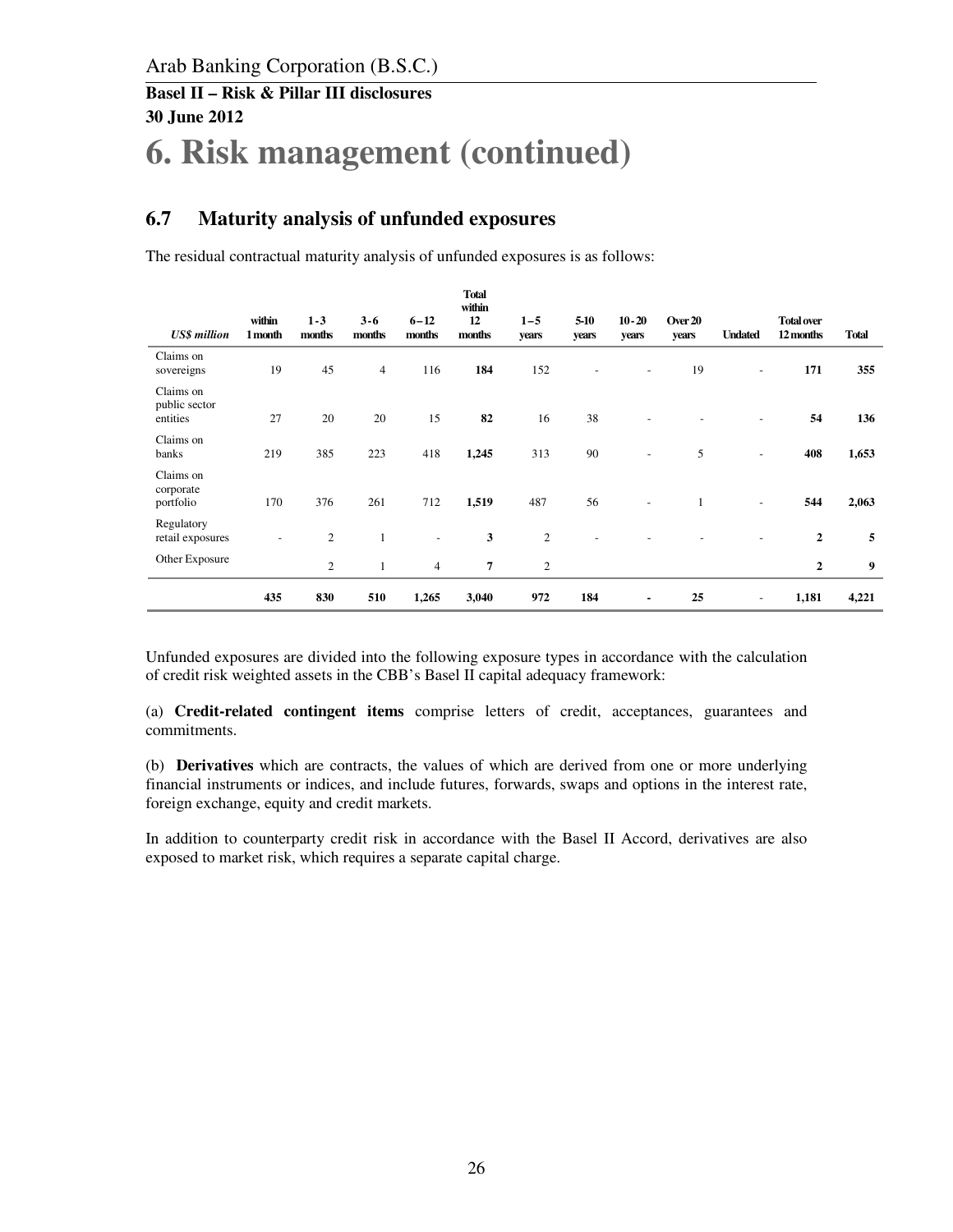# 6. Risk management (continued)

## 6.7 Maturity analysis of unfunded exposures

The residual contractual maturity analysis of unfunded exposures is as follows:

| *US$ million* | within 1 month | 1 - 3 months | 3 - 6 months | 6 – 12 months | Total within 12 months | 1 – 5 years | 5-10 years | 10 - 20 years | Over 20 years | Undated | Total over 12 months | Total |
|---|---|---|---|---|---|---|---|---|---|---|---|---|
| Claims on sovereigns | 19 | 45 | 4 | 116 | **184** | 152 | - | - | 19 | - | **171** | **355** |
| Claims on public sector entities | 27 | 20 | 20 | 15 | **82** | 16 | 38 | - | - | - | **54** | **136** |
| Claims on banks | 219 | 385 | 223 | 418 | **1,245** | 313 | 90 | - | 5 | - | **408** | **1,653** |
| Claims on corporate portfolio | 170 | 376 | 261 | 712 | **1,519** | 487 | 56 | - | 1 | - | **544** | **2,063** |
| Regulatory retail exposures | - | 2 | 1 | - | **3** | 2 | - | - | - | - | **2** | **5** |
| Other Exposure | | 2 | 1 | 4 | **7** | 2 | | | | | **2** | **9** |
| | **435** | **830** | **510** | **1,265** | **3,040** | **972** | **184** | **-** | **25** | - | **1,181** | **4,221** |

Unfunded exposures are divided into the following exposure types in accordance with the calculation of credit risk weighted assets in the CBB's Basel II capital adequacy framework:

(a) **Credit-related contingent items** comprise letters of credit, acceptances, guarantees and commitments.

(b) **Derivatives** which are contracts, the values of which are derived from one or more underlying financial instruments or indices, and include futures, forwards, swaps and options in the interest rate, foreign exchange, equity and credit markets.

In addition to counterparty credit risk in accordance with the Basel II Accord, derivatives are also exposed to market risk, which requires a separate capital charge.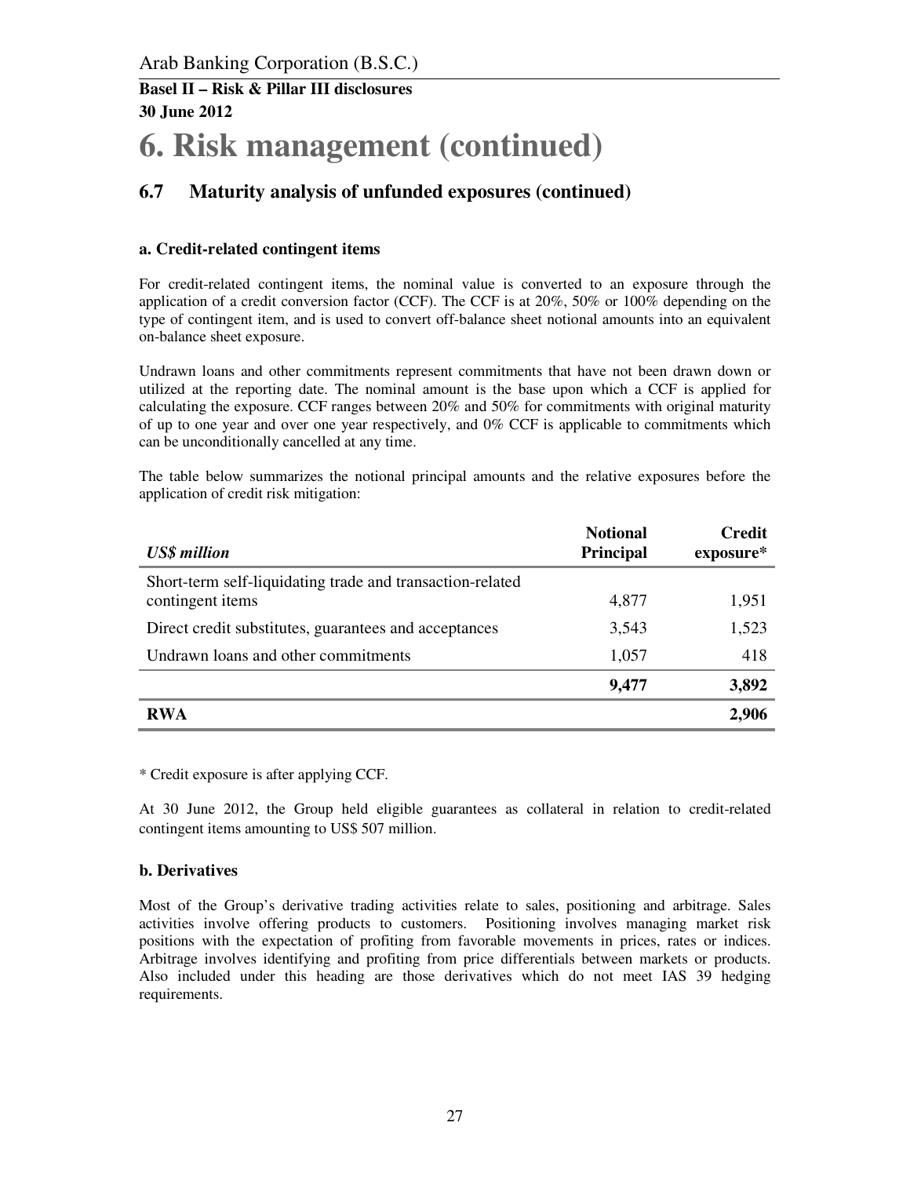# 6. Risk management (continued)

## 6.7 Maturity analysis of unfunded exposures (continued)

### a. Credit-related contingent items

For credit-related contingent items, the nominal value is converted to an exposure through the application of a credit conversion factor (CCF). The CCF is at 20%, 50% or 100% depending on the type of contingent item, and is used to convert off-balance sheet notional amounts into an equivalent on-balance sheet exposure.

Undrawn loans and other commitments represent commitments that have not been drawn down or utilized at the reporting date. The nominal amount is the base upon which a CCF is applied for calculating the exposure. CCF ranges between 20% and 50% for commitments with original maturity of up to one year and over one year respectively, and 0% CCF is applicable to commitments which can be unconditionally cancelled at any time.

The table below summarizes the notional principal amounts and the relative exposures before the application of credit risk mitigation:

| *US$ million* | **Notional Principal** | **Credit exposure*** |
|---|---|---|
| Short-term self-liquidating trade and transaction-related contingent items | 4,877 | 1,951 |
| Direct credit substitutes, guarantees and acceptances | 3,543 | 1,523 |
| Undrawn loans and other commitments | 1,057 | 418 |
| | **9,477** | **3,892** |
| **RWA** | | **2,906** |

* Credit exposure is after applying CCF.

At 30 June 2012, the Group held eligible guarantees as collateral in relation to credit-related contingent items amounting to US$ 507 million.

### b. Derivatives

Most of the Group's derivative trading activities relate to sales, positioning and arbitrage. Sales activities involve offering products to customers. Positioning involves managing market risk positions with the expectation of profiting from favorable movements in prices, rates or indices. Arbitrage involves identifying and profiting from price differentials between markets or products. Also included under this heading are those derivatives which do not meet IAS 39 hedging requirements.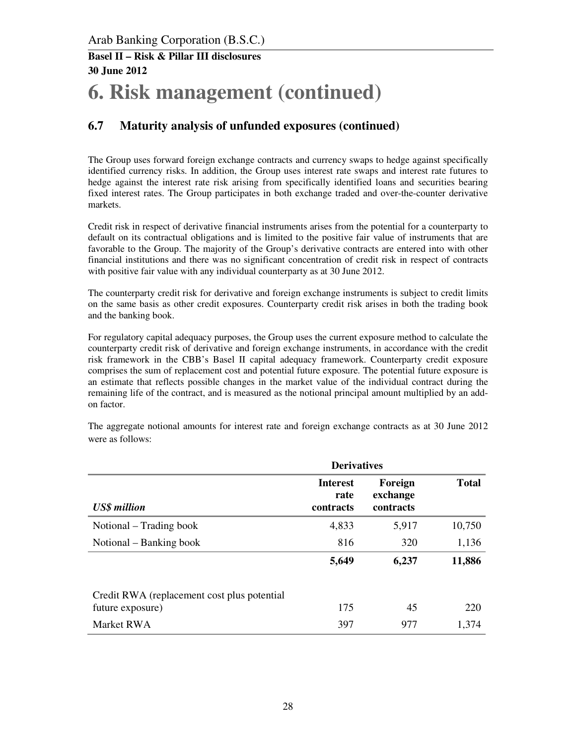# 6. Risk management (continued)

## 6.7 Maturity analysis of unfunded exposures (continued)

The Group uses forward foreign exchange contracts and currency swaps to hedge against specifically identified currency risks. In addition, the Group uses interest rate swaps and interest rate futures to hedge against the interest rate risk arising from specifically identified loans and securities bearing fixed interest rates. The Group participates in both exchange traded and over-the-counter derivative markets.

Credit risk in respect of derivative financial instruments arises from the potential for a counterparty to default on its contractual obligations and is limited to the positive fair value of instruments that are favorable to the Group. The majority of the Group's derivative contracts are entered into with other financial institutions and there was no significant concentration of credit risk in respect of contracts with positive fair value with any individual counterparty as at 30 June 2012.

The counterparty credit risk for derivative and foreign exchange instruments is subject to credit limits on the same basis as other credit exposures. Counterparty credit risk arises in both the trading book and the banking book.

For regulatory capital adequacy purposes, the Group uses the current exposure method to calculate the counterparty credit risk of derivative and foreign exchange instruments, in accordance with the credit risk framework in the CBB's Basel II capital adequacy framework. Counterparty credit exposure comprises the sum of replacement cost and potential future exposure. The potential future exposure is an estimate that reflects possible changes in the market value of the individual contract during the remaining life of the contract, and is measured as the notional principal amount multiplied by an add-on factor.

The aggregate notional amounts for interest rate and foreign exchange contracts as at 30 June 2012 were as follows:

| | Derivatives | | |
|---|---|---|---|
| ***US$ million*** | **Interest rate contracts** | **Foreign exchange contracts** | **Total** |
| Notional – Trading book | 4,833 | 5,917 | 10,750 |
| Notional – Banking book | 816 | 320 | 1,136 |
| | **5,649** | **6,237** | **11,886** |
| Credit RWA (replacement cost plus potential future exposure) | 175 | 45 | 220 |
| Market RWA | 397 | 977 | 1,374 |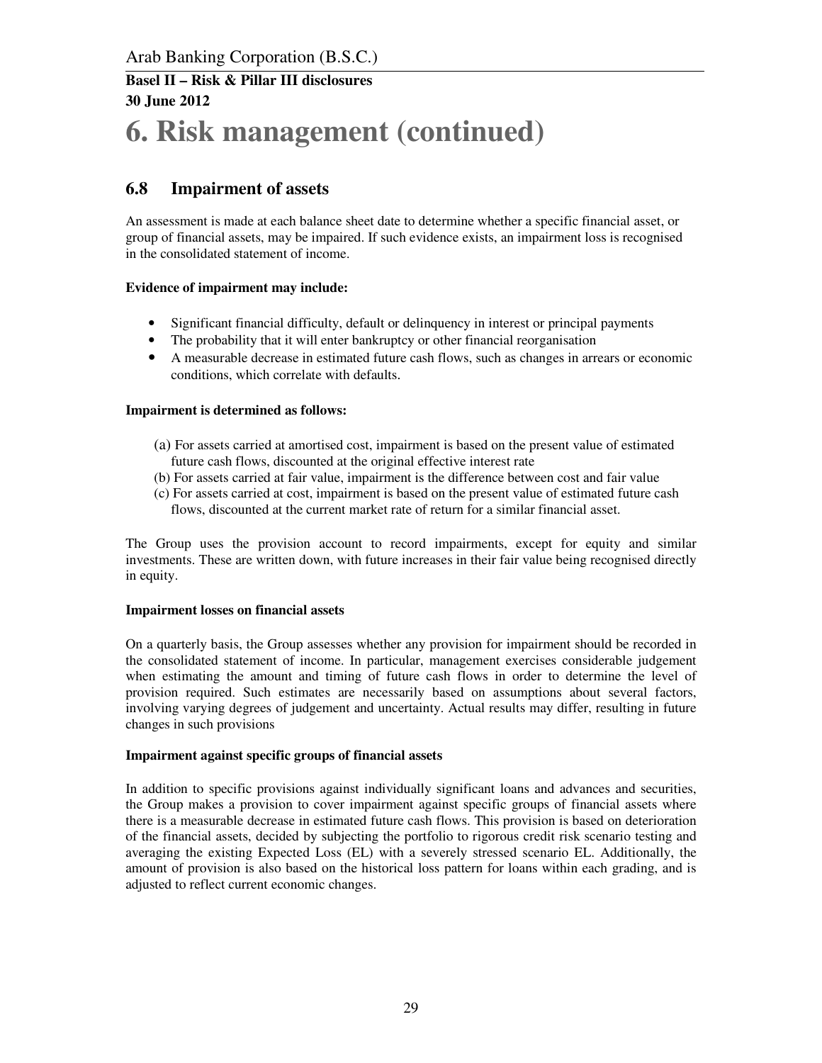# 6. Risk management (continued)

## 6.8 Impairment of assets

An assessment is made at each balance sheet date to determine whether a specific financial asset, or group of financial assets, may be impaired. If such evidence exists, an impairment loss is recognised in the consolidated statement of income.

**Evidence of impairment may include:**

- Significant financial difficulty, default or delinquency in interest or principal payments
- The probability that it will enter bankruptcy or other financial reorganisation
- A measurable decrease in estimated future cash flows, such as changes in arrears or economic conditions, which correlate with defaults.

**Impairment is determined as follows:**

(a) For assets carried at amortised cost, impairment is based on the present value of estimated future cash flows, discounted at the original effective interest rate
(b) For assets carried at fair value, impairment is the difference between cost and fair value
(c) For assets carried at cost, impairment is based on the present value of estimated future cash flows, discounted at the current market rate of return for a similar financial asset.

The Group uses the provision account to record impairments, except for equity and similar investments. These are written down, with future increases in their fair value being recognised directly in equity.

**Impairment losses on financial assets**

On a quarterly basis, the Group assesses whether any provision for impairment should be recorded in the consolidated statement of income. In particular, management exercises considerable judgement when estimating the amount and timing of future cash flows in order to determine the level of provision required. Such estimates are necessarily based on assumptions about several factors, involving varying degrees of judgement and uncertainty. Actual results may differ, resulting in future changes in such provisions

**Impairment against specific groups of financial assets**

In addition to specific provisions against individually significant loans and advances and securities, the Group makes a provision to cover impairment against specific groups of financial assets where there is a measurable decrease in estimated future cash flows. This provision is based on deterioration of the financial assets, decided by subjecting the portfolio to rigorous credit risk scenario testing and averaging the existing Expected Loss (EL) with a severely stressed scenario EL. Additionally, the amount of provision is also based on the historical loss pattern for loans within each grading, and is adjusted to reflect current economic changes.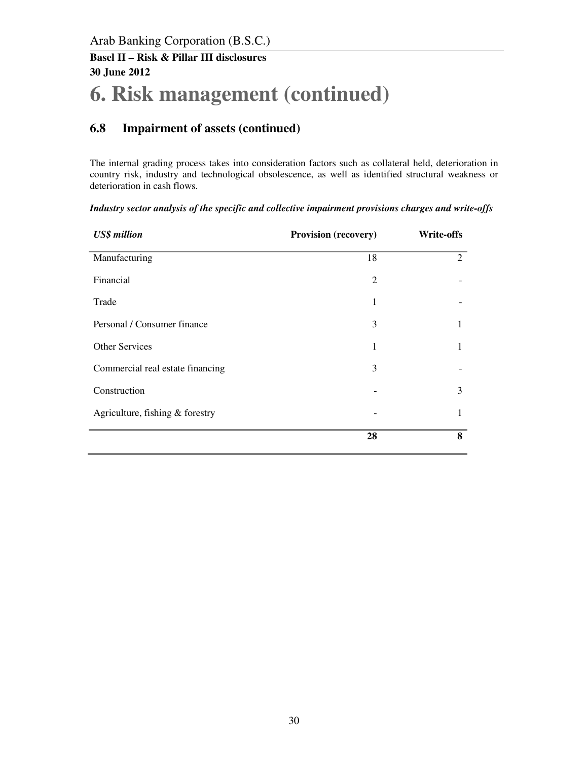# 6. Risk management (continued)

## 6.8 Impairment of assets (continued)

The internal grading process takes into consideration factors such as collateral held, deterioration in country risk, industry and technological obsolescence, as well as identified structural weakness or deterioration in cash flows.

***Industry sector analysis of the specific and collective impairment provisions charges and write-offs***

| *US$ million* | Provision (recovery) | Write-offs |
|---|---|---|
| Manufacturing | 18 | 2 |
| Financial | 2 | - |
| Trade | 1 | - |
| Personal / Consumer finance | 3 | 1 |
| Other Services | 1 | 1 |
| Commercial real estate financing | 3 | - |
| Construction | - | 3 |
| Agriculture, fishing & forestry | - | 1 |
| | **28** | **8** |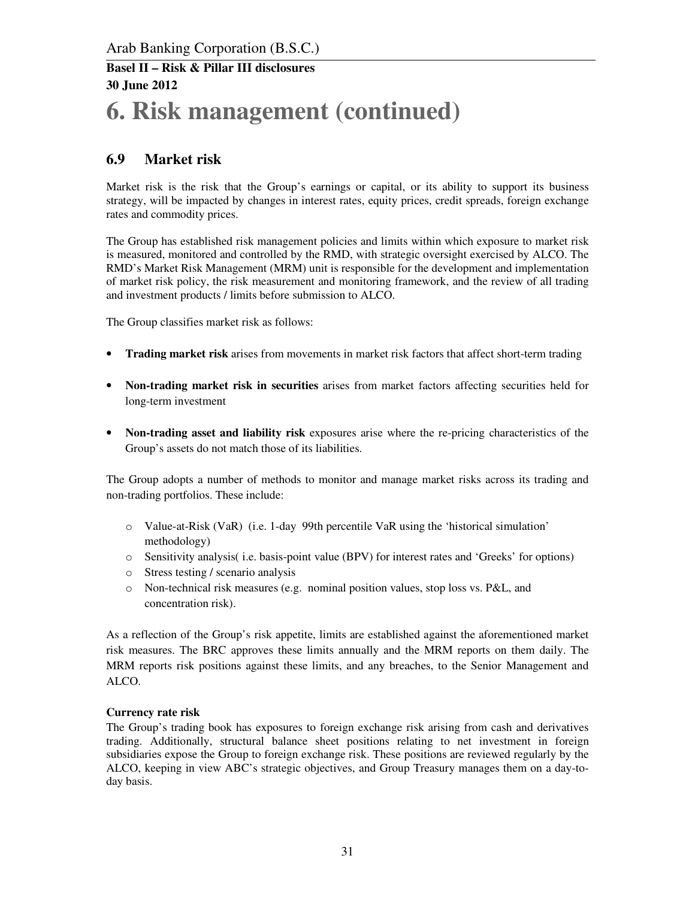# 6. Risk management (continued)

## 6.9 Market risk

Market risk is the risk that the Group's earnings or capital, or its ability to support its business strategy, will be impacted by changes in interest rates, equity prices, credit spreads, foreign exchange rates and commodity prices.

The Group has established risk management policies and limits within which exposure to market risk is measured, monitored and controlled by the RMD, with strategic oversight exercised by ALCO. The RMD's Market Risk Management (MRM) unit is responsible for the development and implementation of market risk policy, the risk measurement and monitoring framework, and the review of all trading and investment products / limits before submission to ALCO.

The Group classifies market risk as follows:

- **Trading market risk** arises from movements in market risk factors that affect short-term trading
- **Non-trading market risk in securities** arises from market factors affecting securities held for long-term investment
- **Non-trading asset and liability risk** exposures arise where the re-pricing characteristics of the Group's assets do not match those of its liabilities.

The Group adopts a number of methods to monitor and manage market risks across its trading and non-trading portfolios. These include:

- Value-at-Risk (VaR) (i.e. 1-day 99th percentile VaR using the 'historical simulation' methodology)
- Sensitivity analysis( i.e. basis-point value (BPV) for interest rates and 'Greeks' for options)
- Stress testing / scenario analysis
- Non-technical risk measures (e.g. nominal position values, stop loss vs. P&L, and concentration risk).

As a reflection of the Group's risk appetite, limits are established against the aforementioned market risk measures. The BRC approves these limits annually and the MRM reports on them daily. The MRM reports risk positions against these limits, and any breaches, to the Senior Management and ALCO.

**Currency rate risk**

The Group's trading book has exposures to foreign exchange risk arising from cash and derivatives trading. Additionally, structural balance sheet positions relating to net investment in foreign subsidiaries expose the Group to foreign exchange risk. These positions are reviewed regularly by the ALCO, keeping in view ABC's strategic objectives, and Group Treasury manages them on a day-to-day basis.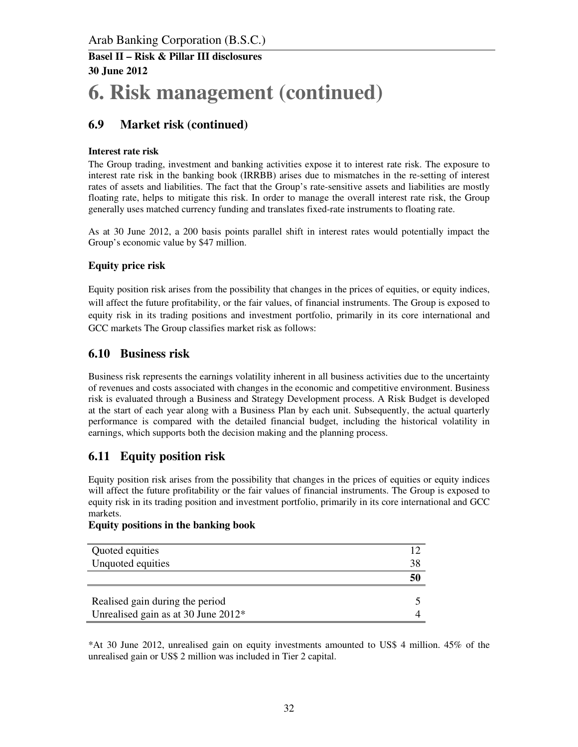# 6. Risk management (continued)

## 6.9 Market risk (continued)

**Interest rate risk**

The Group trading, investment and banking activities expose it to interest rate risk. The exposure to interest rate risk in the banking book (IRRBB) arises due to mismatches in the re-setting of interest rates of assets and liabilities. The fact that the Group's rate-sensitive assets and liabilities are mostly floating rate, helps to mitigate this risk. In order to manage the overall interest rate risk, the Group generally uses matched currency funding and translates fixed-rate instruments to floating rate.

As at 30 June 2012, a 200 basis points parallel shift in interest rates would potentially impact the Group's economic value by $47 million.

**Equity price risk**

Equity position risk arises from the possibility that changes in the prices of equities, or equity indices, will affect the future profitability, or the fair values, of financial instruments. The Group is exposed to equity risk in its trading positions and investment portfolio, primarily in its core international and GCC markets The Group classifies market risk as follows:

## 6.10 Business risk

Business risk represents the earnings volatility inherent in all business activities due to the uncertainty of revenues and costs associated with changes in the economic and competitive environment. Business risk is evaluated through a Business and Strategy Development process. A Risk Budget is developed at the start of each year along with a Business Plan by each unit. Subsequently, the actual quarterly performance is compared with the detailed financial budget, including the historical volatility in earnings, which supports both the decision making and the planning process.

## 6.11 Equity position risk

Equity position risk arises from the possibility that changes in the prices of equities or equity indices will affect the future profitability or the fair values of financial instruments. The Group is exposed to equity risk in its trading position and investment portfolio, primarily in its core international and GCC markets.

**Equity positions in the banking book**

| | |
|---|---|
| Quoted equities | 12 |
| Unquoted equities | 38 |
| | **50** |
| Realised gain during the period | 5 |
| Unrealised gain as at 30 June 2012* | 4 |

*At 30 June 2012, unrealised gain on equity investments amounted to US$ 4 million. 45% of the unrealised gain or US$ 2 million was included in Tier 2 capital.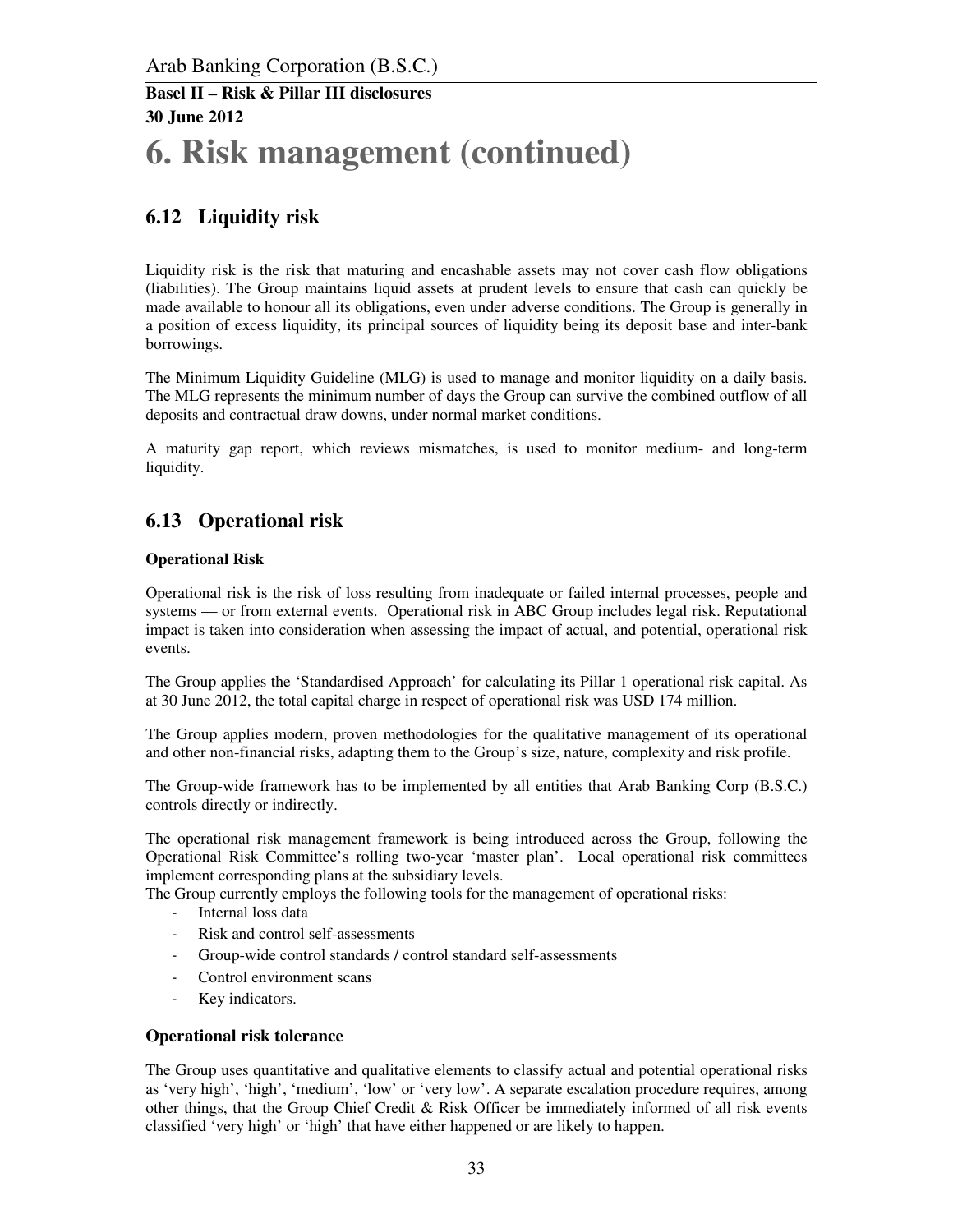# 6. Risk management (continued)

## 6.12 Liquidity risk

Liquidity risk is the risk that maturing and encashable assets may not cover cash flow obligations (liabilities). The Group maintains liquid assets at prudent levels to ensure that cash can quickly be made available to honour all its obligations, even under adverse conditions. The Group is generally in a position of excess liquidity, its principal sources of liquidity being its deposit base and inter-bank borrowings.

The Minimum Liquidity Guideline (MLG) is used to manage and monitor liquidity on a daily basis. The MLG represents the minimum number of days the Group can survive the combined outflow of all deposits and contractual draw downs, under normal market conditions.

A maturity gap report, which reviews mismatches, is used to monitor medium- and long-term liquidity.

## 6.13 Operational risk

**Operational Risk**

Operational risk is the risk of loss resulting from inadequate or failed internal processes, people and systems — or from external events. Operational risk in ABC Group includes legal risk. Reputational impact is taken into consideration when assessing the impact of actual, and potential, operational risk events.

The Group applies the 'Standardised Approach' for calculating its Pillar 1 operational risk capital. As at 30 June 2012, the total capital charge in respect of operational risk was USD 174 million.

The Group applies modern, proven methodologies for the qualitative management of its operational and other non-financial risks, adapting them to the Group's size, nature, complexity and risk profile.

The Group-wide framework has to be implemented by all entities that Arab Banking Corp (B.S.C.) controls directly or indirectly.

The operational risk management framework is being introduced across the Group, following the Operational Risk Committee's rolling two-year 'master plan'. Local operational risk committees implement corresponding plans at the subsidiary levels.

The Group currently employs the following tools for the management of operational risks:

- Internal loss data
- Risk and control self-assessments
- Group-wide control standards / control standard self-assessments
- Control environment scans
- Key indicators.

### Operational risk tolerance

The Group uses quantitative and qualitative elements to classify actual and potential operational risks as 'very high', 'high', 'medium', 'low' or 'very low'. A separate escalation procedure requires, among other things, that the Group Chief Credit & Risk Officer be immediately informed of all risk events classified 'very high' or 'high' that have either happened or are likely to happen.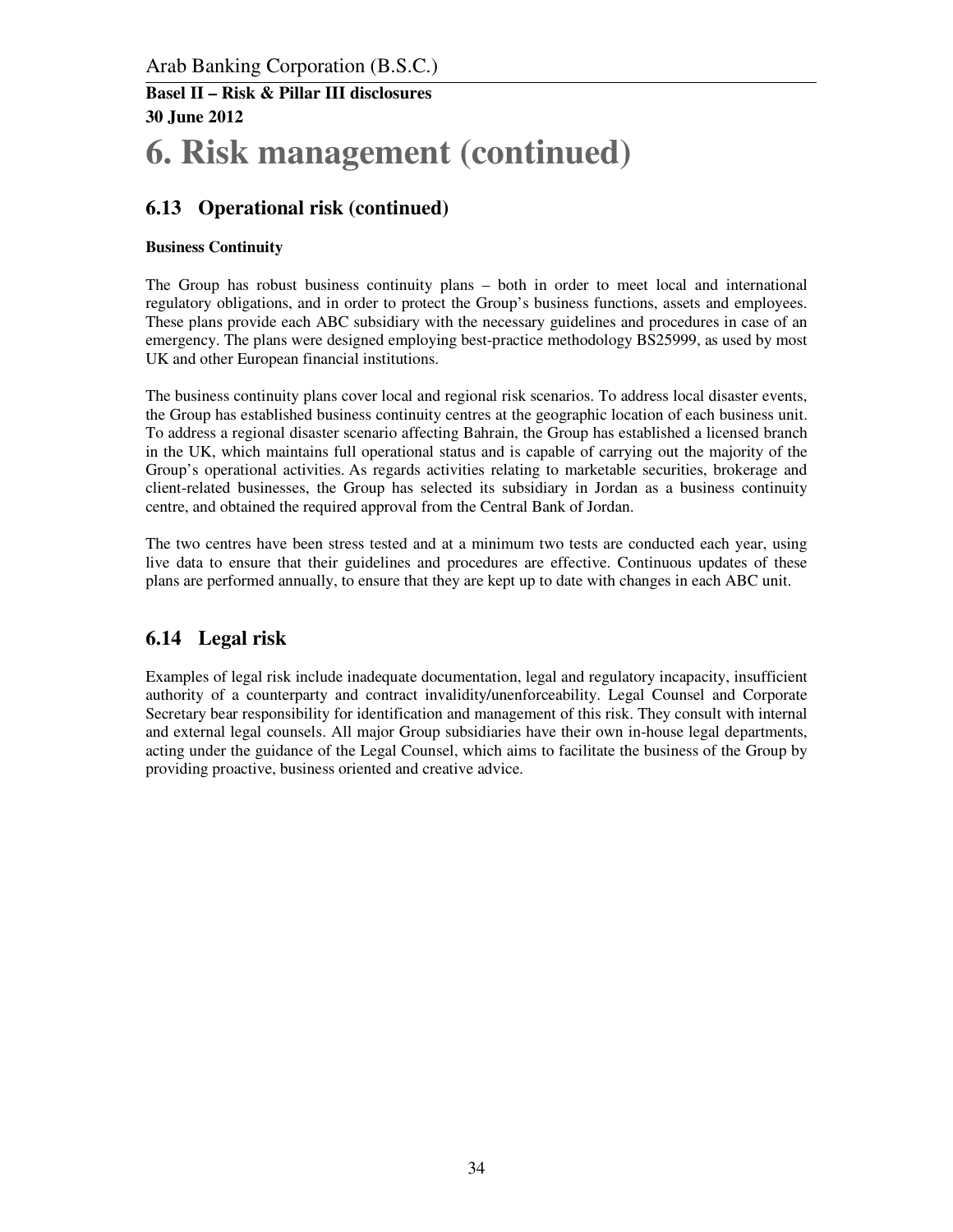# 6. Risk management (continued)

## 6.13 Operational risk (continued)

**Business Continuity**

The Group has robust business continuity plans – both in order to meet local and international regulatory obligations, and in order to protect the Group's business functions, assets and employees. These plans provide each ABC subsidiary with the necessary guidelines and procedures in case of an emergency. The plans were designed employing best-practice methodology BS25999, as used by most UK and other European financial institutions.

The business continuity plans cover local and regional risk scenarios. To address local disaster events, the Group has established business continuity centres at the geographic location of each business unit. To address a regional disaster scenario affecting Bahrain, the Group has established a licensed branch in the UK, which maintains full operational status and is capable of carrying out the majority of the Group's operational activities. As regards activities relating to marketable securities, brokerage and client-related businesses, the Group has selected its subsidiary in Jordan as a business continuity centre, and obtained the required approval from the Central Bank of Jordan.

The two centres have been stress tested and at a minimum two tests are conducted each year, using live data to ensure that their guidelines and procedures are effective. Continuous updates of these plans are performed annually, to ensure that they are kept up to date with changes in each ABC unit.

## 6.14 Legal risk

Examples of legal risk include inadequate documentation, legal and regulatory incapacity, insufficient authority of a counterparty and contract invalidity/unenforceability. Legal Counsel and Corporate Secretary bear responsibility for identification and management of this risk. They consult with internal and external legal counsels. All major Group subsidiaries have their own in-house legal departments, acting under the guidance of the Legal Counsel, which aims to facilitate the business of the Group by providing proactive, business oriented and creative advice.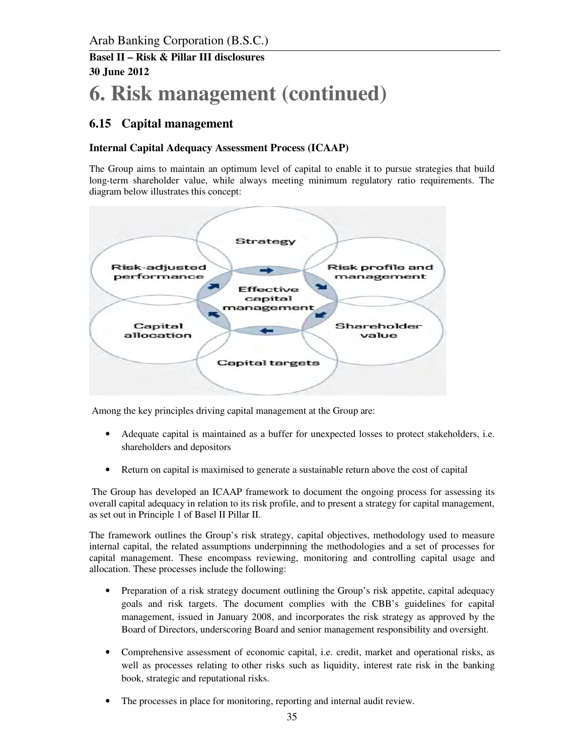# 6. Risk management (continued)

## 6.15 Capital management

### Internal Capital Adequacy Assessment Process (ICAAP)

The Group aims to maintain an optimum level of capital to enable it to pursue strategies that build long-term shareholder value, while always meeting minimum regulatory ratio requirements. The diagram below illustrates this concept:

Strategy

Risk-adjusted performance

Risk profile and management

Effective capital management

Capital allocation

Shareholder value

Capital targets

Among the key principles driving capital management at the Group are:

- Adequate capital is maintained as a buffer for unexpected losses to protect stakeholders, i.e. shareholders and depositors
- Return on capital is maximised to generate a sustainable return above the cost of capital

The Group has developed an ICAAP framework to document the ongoing process for assessing its overall capital adequacy in relation to its risk profile, and to present a strategy for capital management, as set out in Principle 1 of Basel II Pillar II.

The framework outlines the Group's risk strategy, capital objectives, methodology used to measure internal capital, the related assumptions underpinning the methodologies and a set of processes for capital management. These encompass reviewing, monitoring and controlling capital usage and allocation. These processes include the following:

- Preparation of a risk strategy document outlining the Group's risk appetite, capital adequacy goals and risk targets. The document complies with the CBB's guidelines for capital management, issued in January 2008, and incorporates the risk strategy as approved by the Board of Directors, underscoring Board and senior management responsibility and oversight.
- Comprehensive assessment of economic capital, i.e. credit, market and operational risks, as well as processes relating to other risks such as liquidity, interest rate risk in the banking book, strategic and reputational risks.
- The processes in place for monitoring, reporting and internal audit review.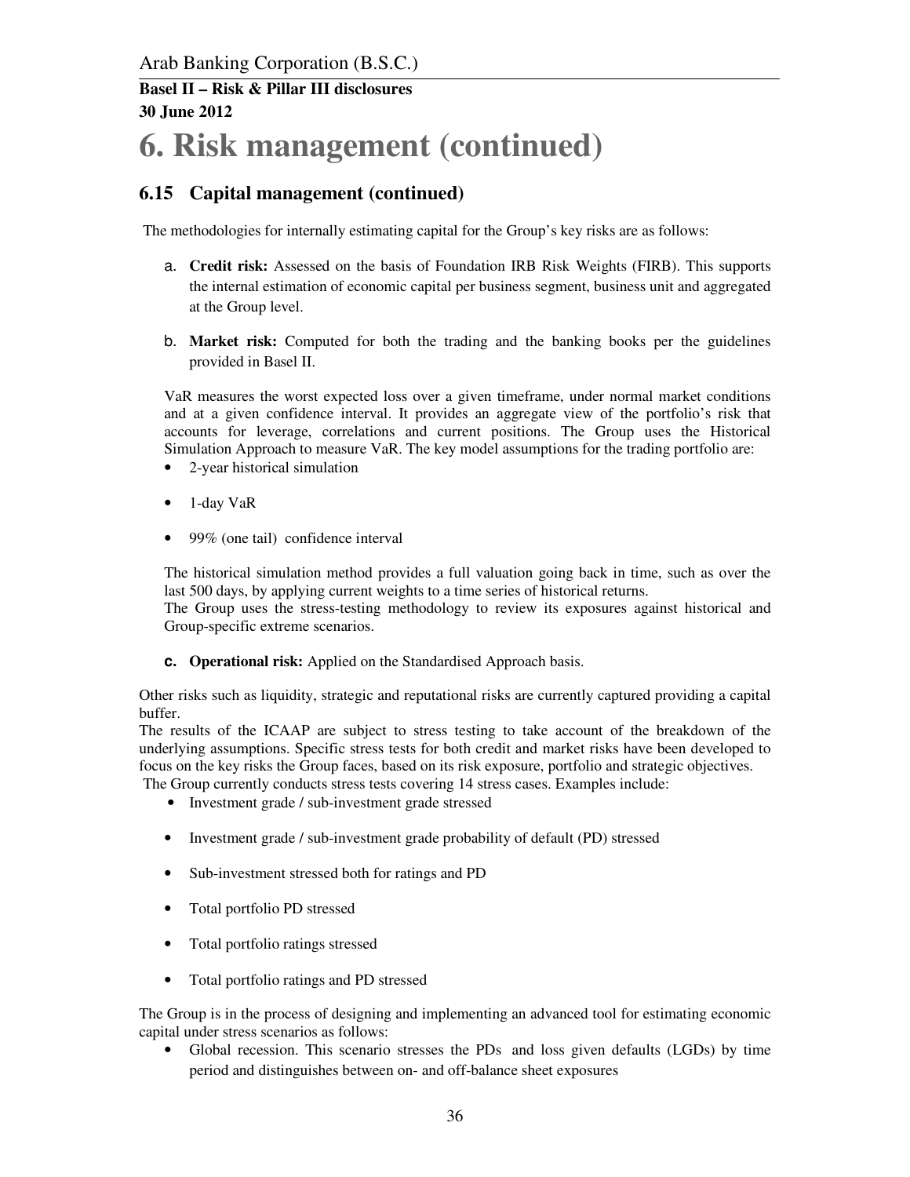# 6. Risk management (continued)

## 6.15 Capital management (continued)

The methodologies for internally estimating capital for the Group's key risks are as follows:

a. **Credit risk:** Assessed on the basis of Foundation IRB Risk Weights (FIRB). This supports the internal estimation of economic capital per business segment, business unit and aggregated at the Group level.

b. **Market risk:** Computed for both the trading and the banking books per the guidelines provided in Basel II.

VaR measures the worst expected loss over a given timeframe, under normal market conditions and at a given confidence interval. It provides an aggregate view of the portfolio's risk that accounts for leverage, correlations and current positions. The Group uses the Historical Simulation Approach to measure VaR. The key model assumptions for the trading portfolio are:

- 2-year historical simulation
- 1-day VaR
- 99% (one tail) confidence interval

The historical simulation method provides a full valuation going back in time, such as over the last 500 days, by applying current weights to a time series of historical returns.
The Group uses the stress-testing methodology to review its exposures against historical and Group-specific extreme scenarios.

c. **Operational risk:** Applied on the Standardised Approach basis.

Other risks such as liquidity, strategic and reputational risks are currently captured providing a capital buffer.
The results of the ICAAP are subject to stress testing to take account of the breakdown of the underlying assumptions. Specific stress tests for both credit and market risks have been developed to focus on the key risks the Group faces, based on its risk exposure, portfolio and strategic objectives.
The Group currently conducts stress tests covering 14 stress cases. Examples include:

- Investment grade / sub-investment grade stressed
- Investment grade / sub-investment grade probability of default (PD) stressed
- Sub-investment stressed both for ratings and PD
- Total portfolio PD stressed
- Total portfolio ratings stressed
- Total portfolio ratings and PD stressed

The Group is in the process of designing and implementing an advanced tool for estimating economic capital under stress scenarios as follows:

- Global recession. This scenario stresses the PDs and loss given defaults (LGDs) by time period and distinguishes between on- and off-balance sheet exposures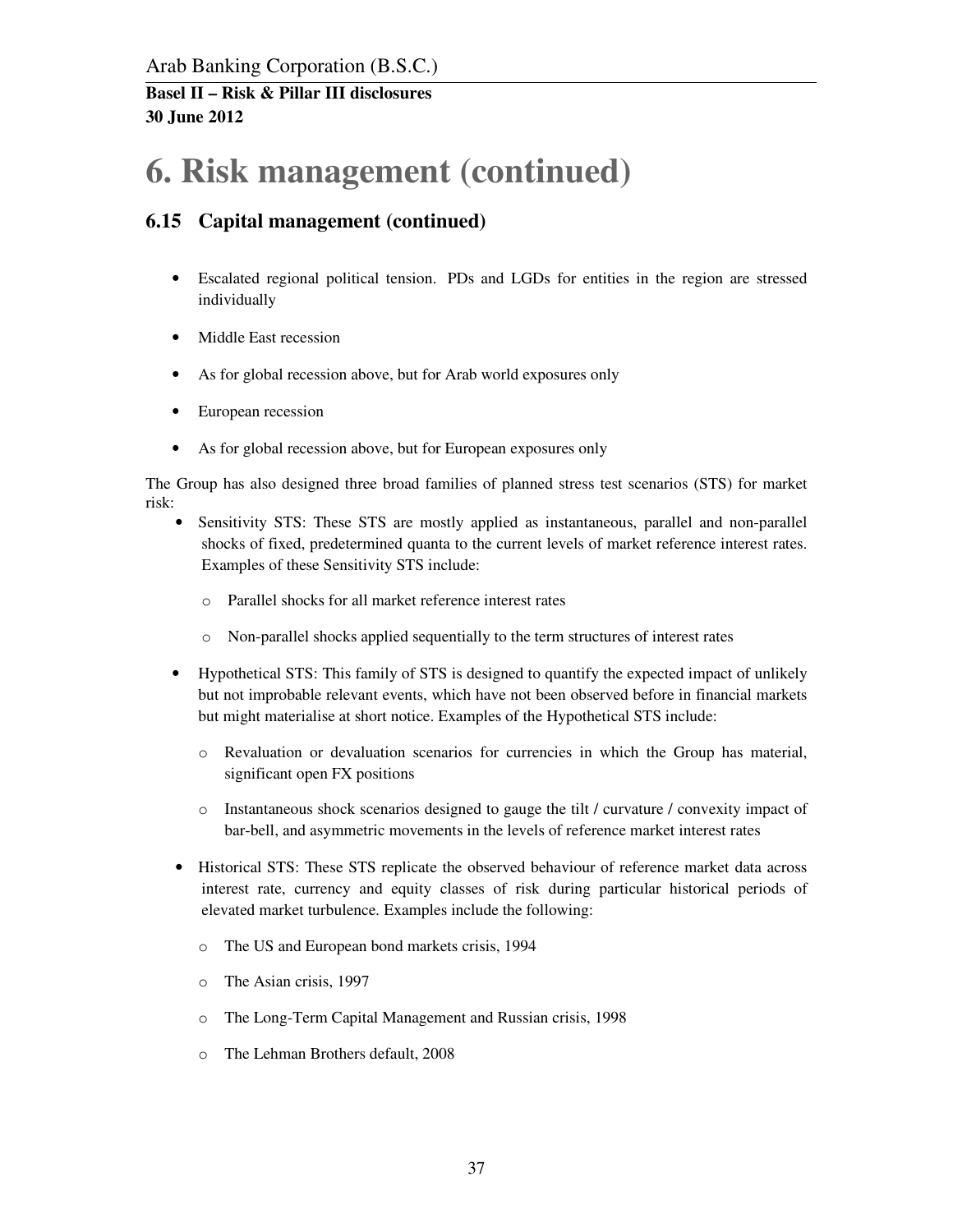# 6. Risk management (continued)

## 6.15 Capital management (continued)

- Escalated regional political tension. PDs and LGDs for entities in the region are stressed individually
- Middle East recession
- As for global recession above, but for Arab world exposures only
- European recession
- As for global recession above, but for European exposures only

The Group has also designed three broad families of planned stress test scenarios (STS) for market risk:

- Sensitivity STS: These STS are mostly applied as instantaneous, parallel and non-parallel shocks of fixed, predetermined quanta to the current levels of market reference interest rates. Examples of these Sensitivity STS include:
  - Parallel shocks for all market reference interest rates
  - Non-parallel shocks applied sequentially to the term structures of interest rates
- Hypothetical STS: This family of STS is designed to quantify the expected impact of unlikely but not improbable relevant events, which have not been observed before in financial markets but might materialise at short notice. Examples of the Hypothetical STS include:
  - Revaluation or devaluation scenarios for currencies in which the Group has material, significant open FX positions
  - Instantaneous shock scenarios designed to gauge the tilt / curvature / convexity impact of bar-bell, and asymmetric movements in the levels of reference market interest rates
- Historical STS: These STS replicate the observed behaviour of reference market data across interest rate, currency and equity classes of risk during particular historical periods of elevated market turbulence. Examples include the following:
  - The US and European bond markets crisis, 1994
  - The Asian crisis, 1997
  - The Long-Term Capital Management and Russian crisis, 1998
  - The Lehman Brothers default, 2008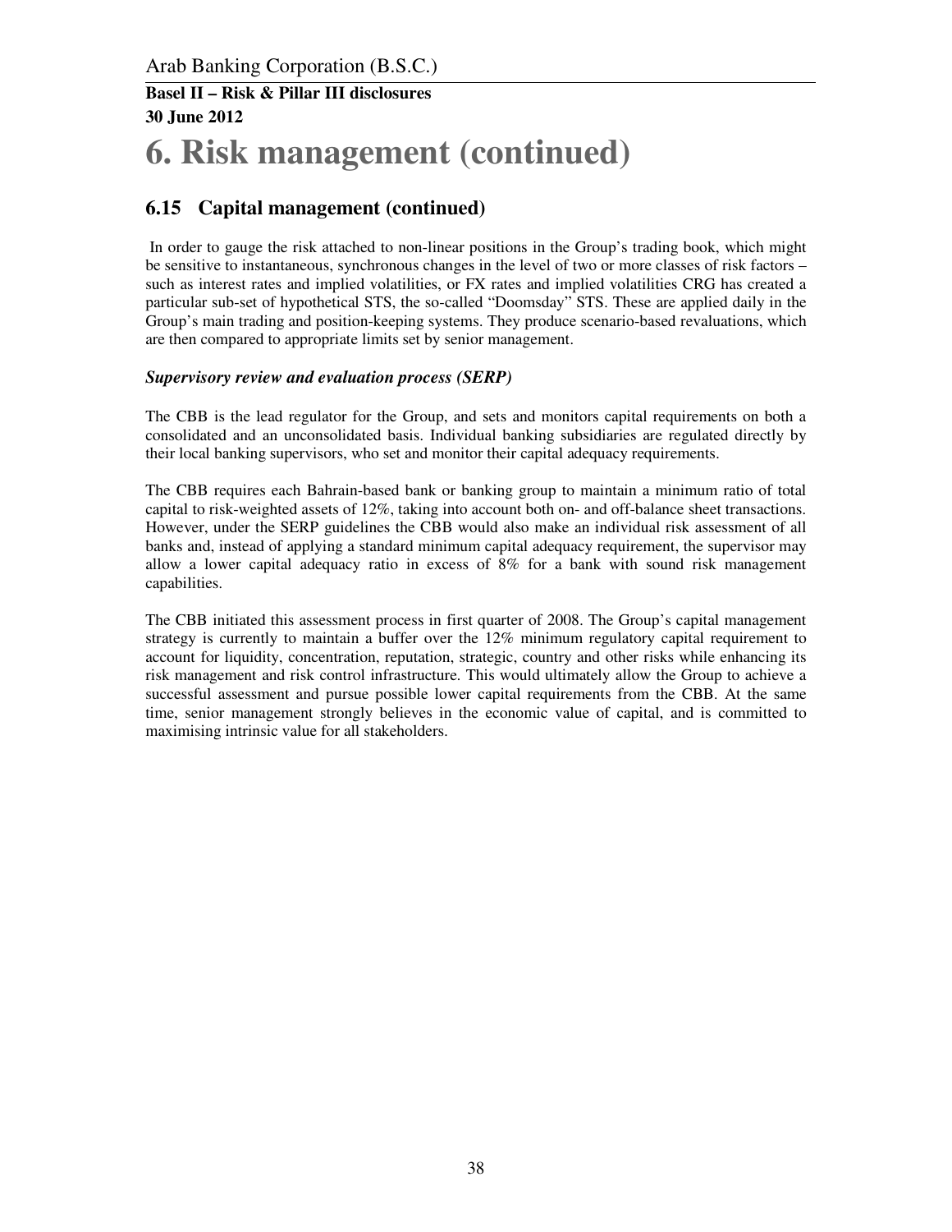# 6. Risk management (continued)

## 6.15 Capital management (continued)

In order to gauge the risk attached to non-linear positions in the Group's trading book, which might be sensitive to instantaneous, synchronous changes in the level of two or more classes of risk factors – such as interest rates and implied volatilities, or FX rates and implied volatilities CRG has created a particular sub-set of hypothetical STS, the so-called "Doomsday" STS. These are applied daily in the Group's main trading and position-keeping systems. They produce scenario-based revaluations, which are then compared to appropriate limits set by senior management.

***Supervisory review and evaluation process (SERP)***

The CBB is the lead regulator for the Group, and sets and monitors capital requirements on both a consolidated and an unconsolidated basis. Individual banking subsidiaries are regulated directly by their local banking supervisors, who set and monitor their capital adequacy requirements.

The CBB requires each Bahrain-based bank or banking group to maintain a minimum ratio of total capital to risk-weighted assets of 12%, taking into account both on- and off-balance sheet transactions. However, under the SERP guidelines the CBB would also make an individual risk assessment of all banks and, instead of applying a standard minimum capital adequacy requirement, the supervisor may allow a lower capital adequacy ratio in excess of 8% for a bank with sound risk management capabilities.

The CBB initiated this assessment process in first quarter of 2008. The Group's capital management strategy is currently to maintain a buffer over the 12% minimum regulatory capital requirement to account for liquidity, concentration, reputation, strategic, country and other risks while enhancing its risk management and risk control infrastructure. This would ultimately allow the Group to achieve a successful assessment and pursue possible lower capital requirements from the CBB. At the same time, senior management strongly believes in the economic value of capital, and is committed to maximising intrinsic value for all stakeholders.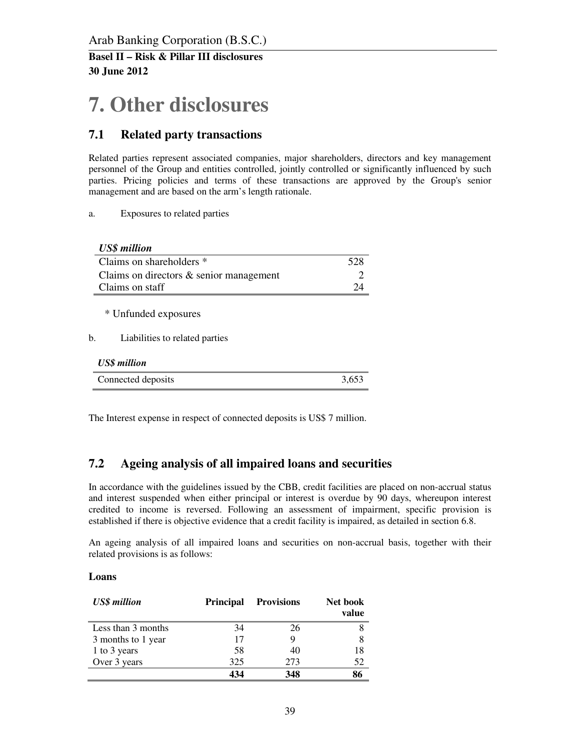# 7. Other disclosures

## 7.1 Related party transactions

Related parties represent associated companies, major shareholders, directors and key management personnel of the Group and entities controlled, jointly controlled or significantly influenced by such parties. Pricing policies and terms of these transactions are approved by the Group's senior management and are based on the arm's length rationale.

a. Exposures to related parties

| *US$ million* | |
|---|---|
| Claims on shareholders * | 528 |
| Claims on directors & senior management | 2 |
| Claims on staff | 24 |

\* Unfunded exposures

b. Liabilities to related parties

| *US$ million* | |
|---|---|
| Connected deposits | 3,653 |

The Interest expense in respect of connected deposits is US$ 7 million.

## 7.2 Ageing analysis of all impaired loans and securities

In accordance with the guidelines issued by the CBB, credit facilities are placed on non-accrual status and interest suspended when either principal or interest is overdue by 90 days, whereupon interest credited to income is reversed. Following an assessment of impairment, specific provision is established if there is objective evidence that a credit facility is impaired, as detailed in section 6.8.

An ageing analysis of all impaired loans and securities on non-accrual basis, together with their related provisions is as follows:

**Loans**

| *US$ million* | **Principal** | **Provisions** | **Net book value** |
|---|---|---|---|
| Less than 3 months | 34 | 26 | 8 |
| 3 months to 1 year | 17 | 9 | 8 |
| 1 to 3 years | 58 | 40 | 18 |
| Over 3 years | 325 | 273 | 52 |
| | **434** | **348** | **86** |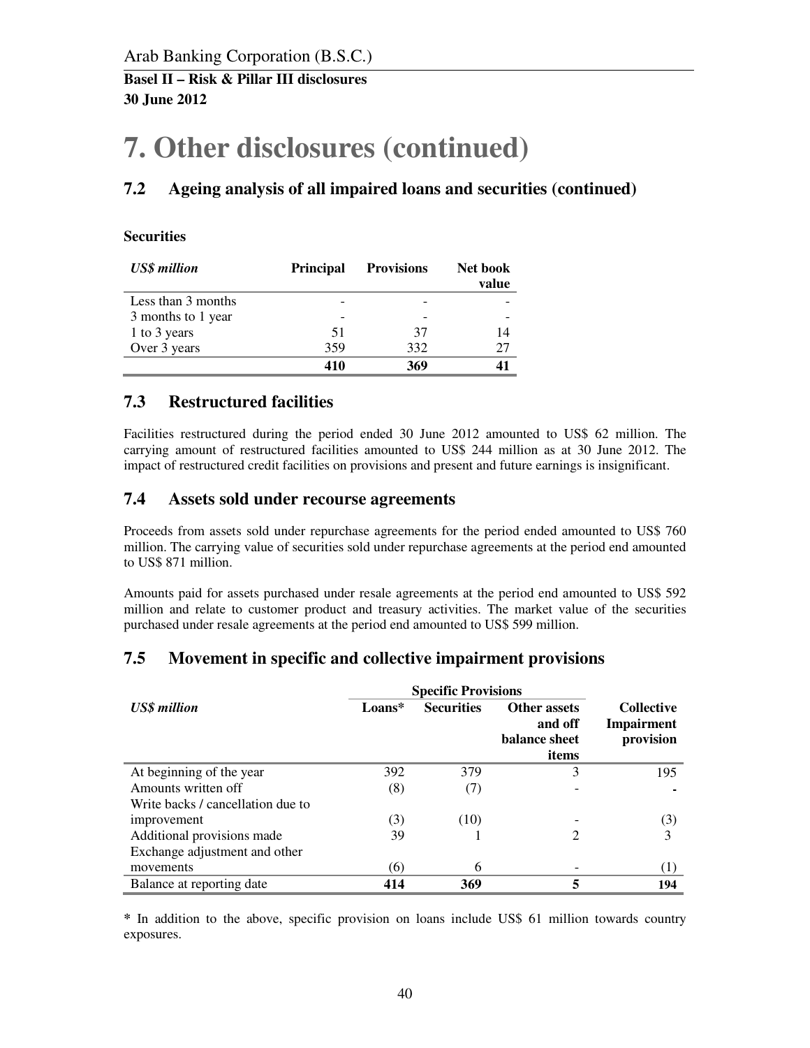# 7. Other disclosures (continued)

## 7.2 Ageing analysis of all impaired loans and securities (continued)

**Securities**

| *US$ million* | Principal | Provisions | Net book value |
|---|---|---|---|
| Less than 3 months | - | - | - |
| 3 months to 1 year | - | - | - |
| 1 to 3 years | 51 | 37 | 14 |
| Over 3 years | 359 | 332 | 27 |
| | **410** | **369** | **41** |

## 7.3 Restructured facilities

Facilities restructured during the period ended 30 June 2012 amounted to US$ 62 million. The carrying amount of restructured facilities amounted to US$ 244 million as at 30 June 2012. The impact of restructured credit facilities on provisions and present and future earnings is insignificant.

## 7.4 Assets sold under recourse agreements

Proceeds from assets sold under repurchase agreements for the period ended amounted to US$ 760 million. The carrying value of securities sold under repurchase agreements at the period end amounted to US$ 871 million.

Amounts paid for assets purchased under resale agreements at the period end amounted to US$ 592 million and relate to customer product and treasury activities. The market value of the securities purchased under resale agreements at the period end amounted to US$ 599 million.

## 7.5 Movement in specific and collective impairment provisions

| | Specific Provisions | | | |
|---|---|---|---|---|
| *US$ million* | Loans* | Securities | Other assets and off balance sheet items | Collective Impairment provision |
| At beginning of the year | 392 | 379 | 3 | 195 |
| Amounts written off | (8) | (7) | - | - |
| Write backs / cancellation due to improvement | (3) | (10) | - | (3) |
| Additional provisions made | 39 | 1 | 2 | 3 |
| Exchange adjustment and other movements | (6) | 6 | - | (1) |
| Balance at reporting date | **414** | **369** | **5** | **194** |

**\*** In addition to the above, specific provision on loans include US$ 61 million towards country exposures.